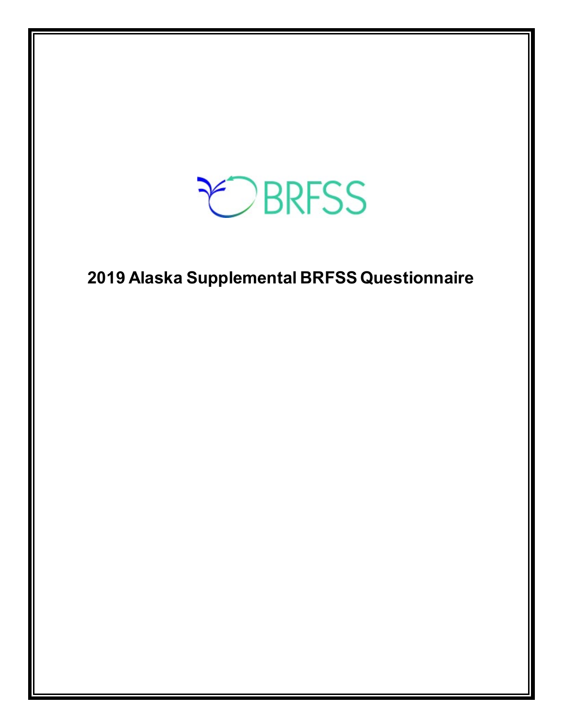BRFSS

# 2019 Alaska Supplemental BRFSS Questionnaire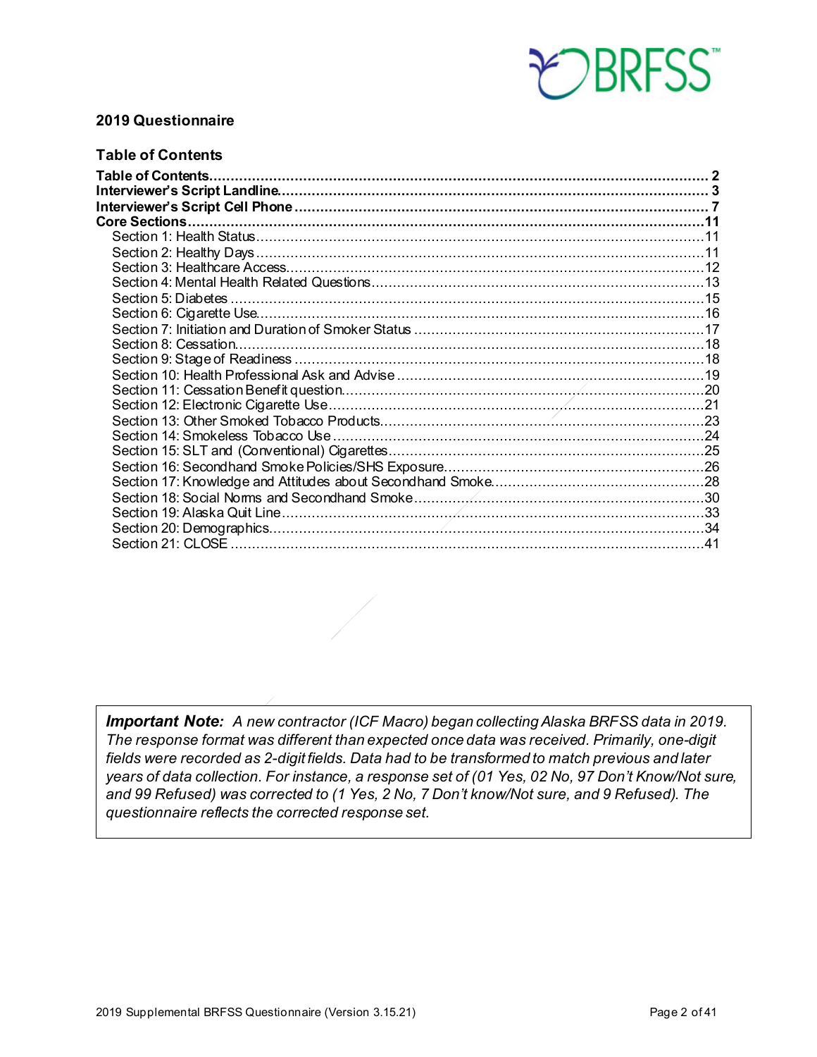## 2019 Questionnaire

### Table of Contents

**Table of Contents** ..... **2**
**Interviewer's Script Landline** ..... **3**
**Interviewer's Script Cell Phone** ..... **7**
**Core Sections** ..... **11**

- Section 1: Health Status ..... 11
- Section 2: Healthy Days ..... 11
- Section 3: Healthcare Access ..... 12
- Section 4: Mental Health Related Questions ..... 13
- Section 5: Diabetes ..... 15
- Section 6: Cigarette Use ..... 16
- Section 7: Initiation and Duration of Smoker Status ..... 17
- Section 8: Cessation ..... 18
- Section 9: Stage of Readiness ..... 18
- Section 10: Health Professional Ask and Advise ..... 19
- Section 11: Cessation Benefit question ..... 20
- Section 12: Electronic Cigarette Use ..... 21
- Section 13: Other Smoked Tobacco Products ..... 23
- Section 14: Smokeless Tobacco Use ..... 24
- Section 15: SLT and (Conventional) Cigarettes ..... 25
- Section 16: Secondhand Smoke Policies/SHS Exposure ..... 26
- Section 17: Knowledge and Attitudes about Secondhand Smoke ..... 28
- Section 18: Social Norms and Secondhand Smoke ..... 30
- Section 19: Alaska Quit Line ..... 33
- Section 20: Demographics ..... 34
- Section 21: CLOSE ..... 41

***Important Note:*** *A new contractor (ICF Macro) began collecting Alaska BRFSS data in 2019. The response format was different than expected once data was received. Primarily, one-digit fields were recorded as 2-digit fields. Data had to be transformed to match previous and later years of data collection. For instance, a response set of (01 Yes, 02 No, 97 Don't Know/Not sure, and 99 Refused) was corrected to (1 Yes, 2 No, 7 Don't know/Not sure, and 9 Refused). The questionnaire reflects the corrected response set.*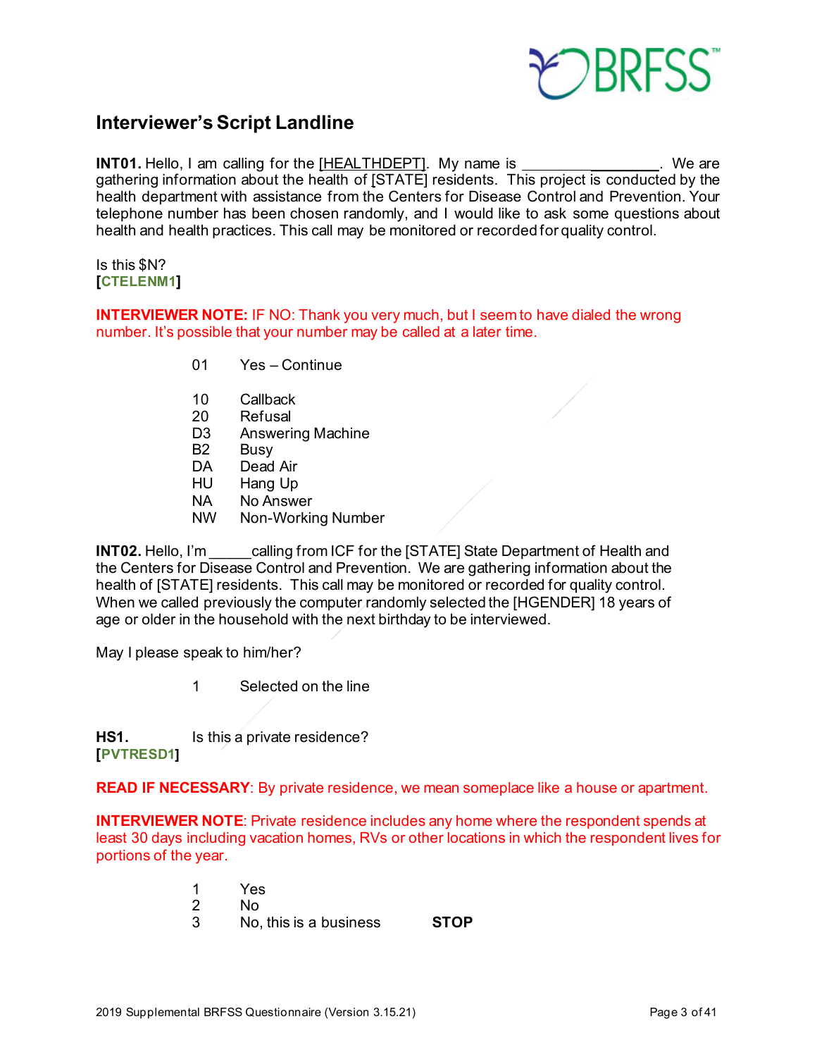## Interviewer's Script Landline

**INT01.** Hello, I am calling for the [HEALTHDEPT]. My name is ________________. We are gathering information about the health of [STATE] residents. This project is conducted by the health department with assistance from the Centers for Disease Control and Prevention. Your telephone number has been chosen randomly, and I would like to ask some questions about health and health practices. This call may be monitored or recorded for quality control.

Is this $N?
**[CTELENM1]**

**INTERVIEWER NOTE:** IF NO: Thank you very much, but I seem to have dialed the wrong number. It's possible that your number may be called at a later time.

01 Yes – Continue

10 Callback
20 Refusal
D3 Answering Machine
B2 Busy
DA Dead Air
HU Hang Up
NA No Answer
NW Non-Working Number

**INT02.** Hello, I'm _____calling from ICF for the [STATE] State Department of Health and the Centers for Disease Control and Prevention. We are gathering information about the health of [STATE] residents. This call may be monitored or recorded for quality control. When we called previously the computer randomly selected the [HGENDER] 18 years of age or older in the household with the next birthday to be interviewed.

May I please speak to him/her?

1 Selected on the line

**HS1.** Is this a private residence?
**[PVTRESD1]**

**READ IF NECESSARY**: By private residence, we mean someplace like a house or apartment.

**INTERVIEWER NOTE**: Private residence includes any home where the respondent spends at least 30 days including vacation homes, RVs or other locations in which the respondent lives for portions of the year.

1 Yes
2 No
3 No, this is a business **STOP**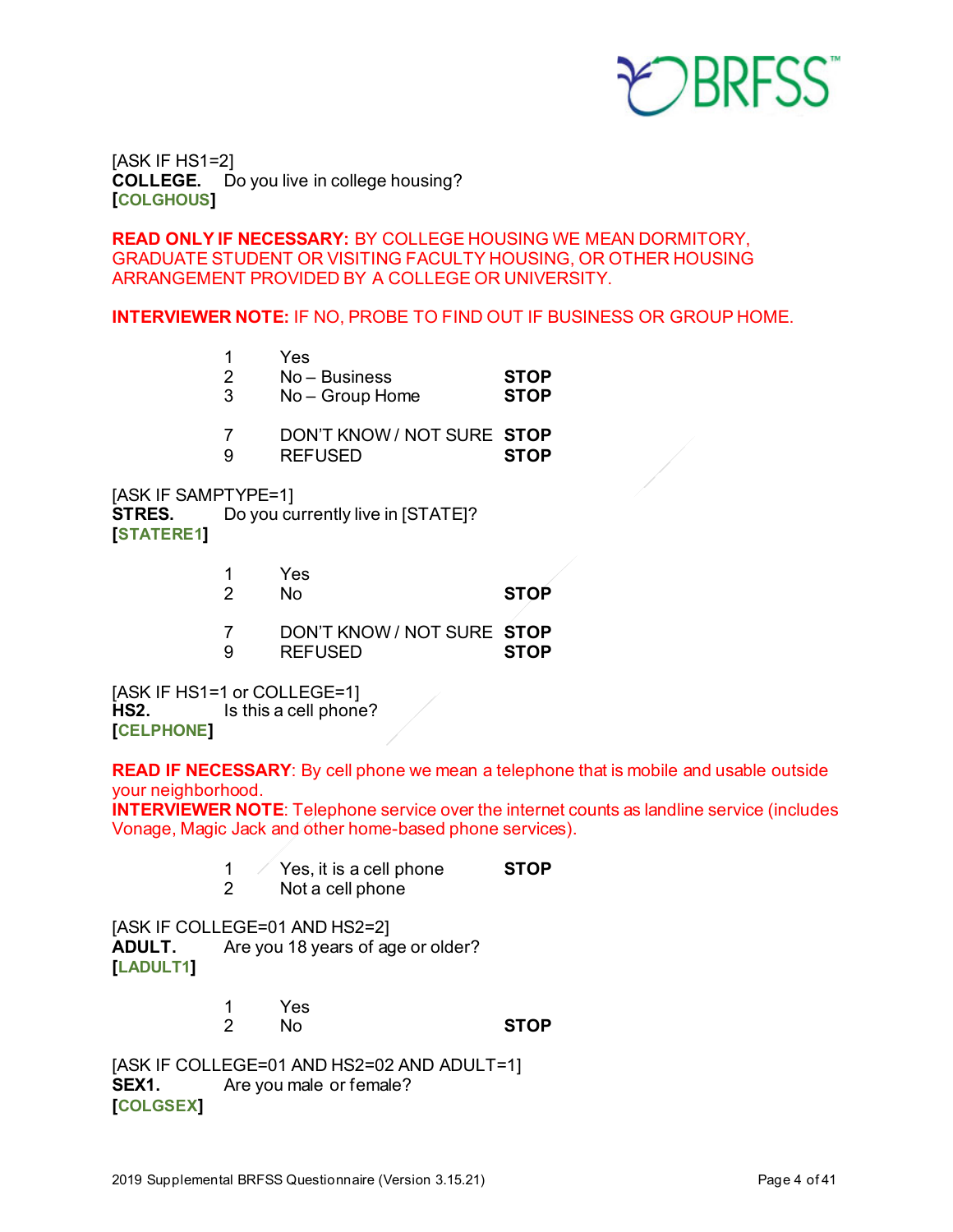[ASK IF HS1=2]
**COLLEGE.** Do you live in college housing?
**[COLGHOUS]**

**READ ONLY IF NECESSARY:** BY COLLEGE HOUSING WE MEAN DORMITORY, GRADUATE STUDENT OR VISITING FACULTY HOUSING, OR OTHER HOUSING ARRANGEMENT PROVIDED BY A COLLEGE OR UNIVERSITY.

**INTERVIEWER NOTE:** IF NO, PROBE TO FIND OUT IF BUSINESS OR GROUP HOME.

| | | |
|---|---|---|
| 1 | Yes | |
| 2 | No – Business | **STOP** |
| 3 | No – Group Home | **STOP** |
| 7 | DON'T KNOW / NOT SURE | **STOP** |
| 9 | REFUSED | **STOP** |

[ASK IF SAMPTYPE=1]
**STRES.** Do you currently live in [STATE]?
**[STATERE1]**

| | | |
|---|---|---|
| 1 | Yes | |
| 2 | No | **STOP** |
| 7 | DON'T KNOW / NOT SURE | **STOP** |
| 9 | REFUSED | **STOP** |

[ASK IF HS1=1 or COLLEGE=1]
**HS2.** Is this a cell phone?
**[CELPHONE]**

**READ IF NECESSARY**: By cell phone we mean a telephone that is mobile and usable outside your neighborhood.
**INTERVIEWER NOTE**: Telephone service over the internet counts as landline service (includes Vonage, Magic Jack and other home-based phone services).

| | | |
|---|---|---|
| 1 | Yes, it is a cell phone | **STOP** |
| 2 | Not a cell phone | |

[ASK IF COLLEGE=01 AND HS2=2]
**ADULT.** Are you 18 years of age or older?
**[LADULT1]**

| | | |
|---|---|---|
| 1 | Yes | |
| 2 | No | **STOP** |

[ASK IF COLLEGE=01 AND HS2=02 AND ADULT=1]
**SEX1.** Are you male or female?
**[COLGSEX]**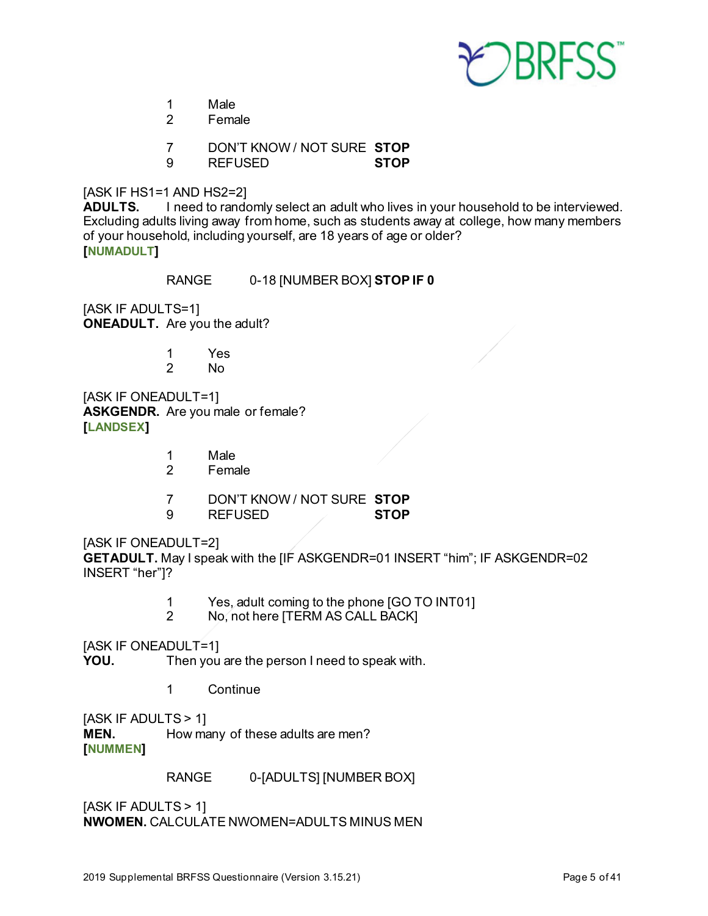1 Male
2 Female

7 DON'T KNOW / NOT SURE **STOP**
9 REFUSED **STOP**

[ASK IF HS1=1 AND HS2=2]
**ADULTS.** I need to randomly select an adult who lives in your household to be interviewed. Excluding adults living away from home, such as students away at college, how many members of your household, including yourself, are 18 years of age or older?
**[NUMADULT]**

RANGE 0-18 [NUMBER BOX] **STOP IF 0**

[ASK IF ADULTS=1]
**ONEADULT.** Are you the adult?

1 Yes
2 No

[ASK IF ONEADULT=1]
**ASKGENDR.** Are you male or female?
**[LANDSEX]**

1 Male
2 Female

7 DON'T KNOW / NOT SURE **STOP**
9 REFUSED **STOP**

[ASK IF ONEADULT=2]
**GETADULT.** May I speak with the [IF ASKGENDR=01 INSERT "him"; IF ASKGENDR=02 INSERT "her"]?

1 Yes, adult coming to the phone [GO TO INT01]
2 No, not here [TERM AS CALL BACK]

[ASK IF ONEADULT=1]
**YOU.** Then you are the person I need to speak with.

1 Continue

[ASK IF ADULTS > 1]
**MEN.** How many of these adults are men?
**[NUMMEN]**

RANGE 0-[ADULTS] [NUMBER BOX]

[ASK IF ADULTS > 1]
**NWOMEN.** CALCULATE NWOMEN=ADULTS MINUS MEN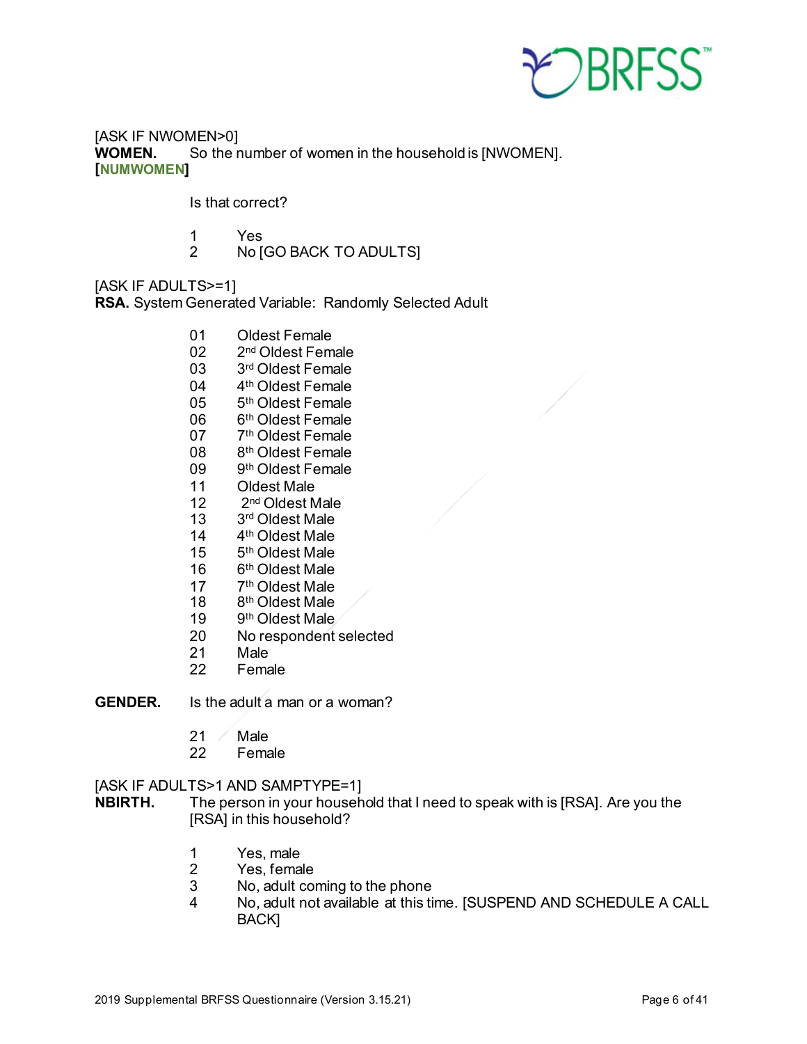[ASK IF NWOMEN>0]

**WOMEN.** So the number of women in the household is [NWOMEN].
**[NUMWOMEN]**

Is that correct?

1 Yes
2 No [GO BACK TO ADULTS]

[ASK IF ADULTS>=1]

**RSA.** System Generated Variable: Randomly Selected Adult

01 Oldest Female
02 2nd Oldest Female
03 3rd Oldest Female
04 4th Oldest Female
05 5th Oldest Female
06 6th Oldest Female
07 7th Oldest Female
08 8th Oldest Female
09 9th Oldest Female
11 Oldest Male
12 2nd Oldest Male
13 3rd Oldest Male
14 4th Oldest Male
15 5th Oldest Male
16 6th Oldest Male
17 7th Oldest Male
18 8th Oldest Male
19 9th Oldest Male
20 No respondent selected
21 Male
22 Female

**GENDER.** Is the adult a man or a woman?

21 Male
22 Female

[ASK IF ADULTS>1 AND SAMPTYPE=1]

**NBIRTH.** The person in your household that I need to speak with is [RSA]. Are you the [RSA] in this household?

1 Yes, male
2 Yes, female
3 No, adult coming to the phone
4 No, adult not available at this time. [SUSPEND AND SCHEDULE A CALL BACK]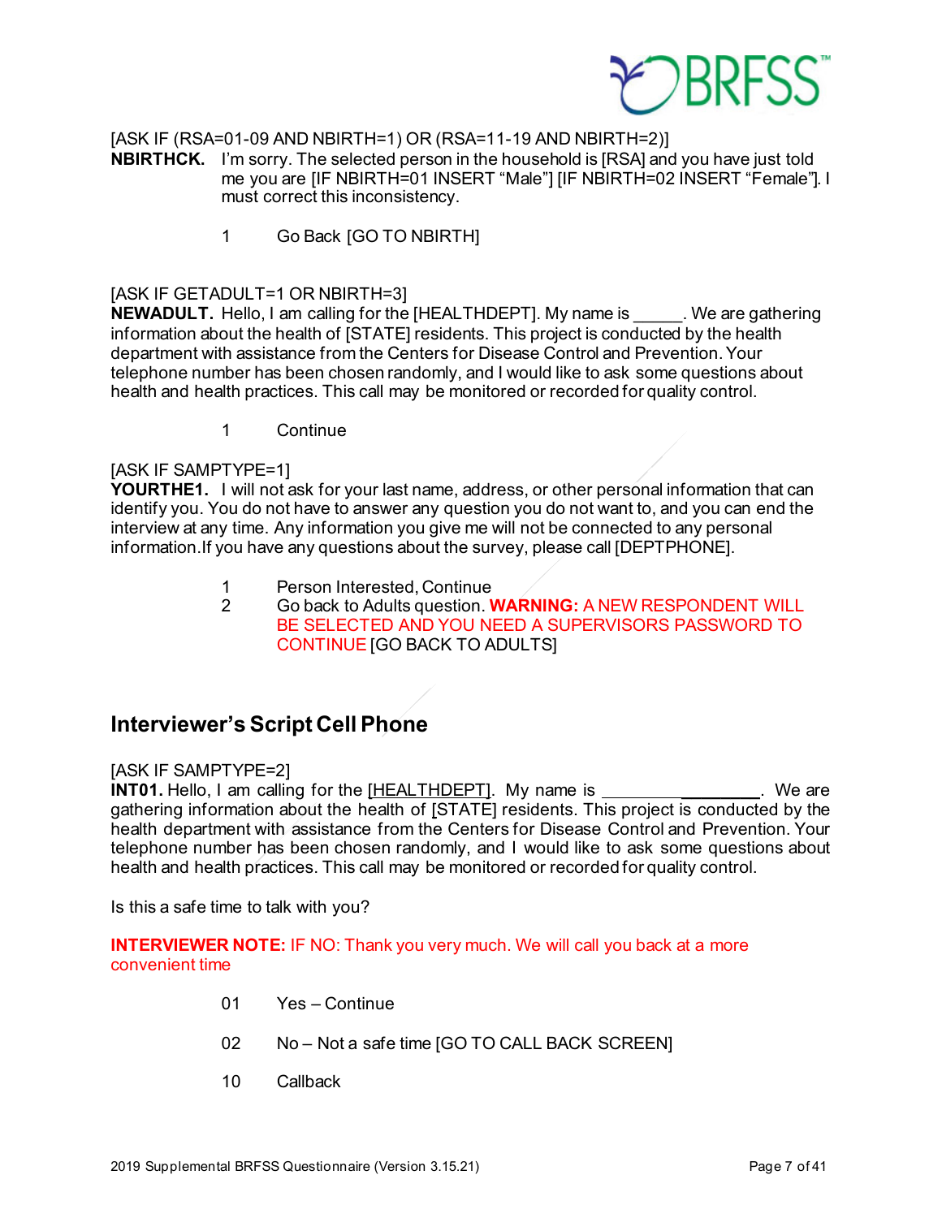[ASK IF (RSA=01-09 AND NBIRTH=1) OR (RSA=11-19 AND NBIRTH=2)]

**NBIRTHCK.** I'm sorry. The selected person in the household is [RSA] and you have just told me you are [IF NBIRTH=01 INSERT "Male"] [IF NBIRTH=02 INSERT "Female"]. I must correct this inconsistency.

1 Go Back [GO TO NBIRTH]

[ASK IF GETADULT=1 OR NBIRTH=3]

**NEWADULT.** Hello, I am calling for the [HEALTHDEPT]. My name is _____. We are gathering information about the health of [STATE] residents. This project is conducted by the health department with assistance from the Centers for Disease Control and Prevention. Your telephone number has been chosen randomly, and I would like to ask some questions about health and health practices. This call may be monitored or recorded for quality control.

1 Continue

[ASK IF SAMPTYPE=1]

**YOURTHE1.** I will not ask for your last name, address, or other personal information that can identify you. You do not have to answer any question you do not want to, and you can end the interview at any time. Any information you give me will not be connected to any personal information.If you have any questions about the survey, please call [DEPTPHONE].

1 Person Interested, Continue

2 Go back to Adults question. **WARNING:** A NEW RESPONDENT WILL BE SELECTED AND YOU NEED A SUPERVISORS PASSWORD TO CONTINUE [GO BACK TO ADULTS]

## Interviewer's Script Cell Phone

[ASK IF SAMPTYPE=2]

**INT01.** Hello, I am calling for the [HEALTHDEPT]. My name is __________________. We are gathering information about the health of [STATE] residents. This project is conducted by the health department with assistance from the Centers for Disease Control and Prevention. Your telephone number has been chosen randomly, and I would like to ask some questions about health and health practices. This call may be monitored or recorded for quality control.

Is this a safe time to talk with you?

**INTERVIEWER NOTE:** IF NO: Thank you very much. We will call you back at a more convenient time

01 Yes – Continue

02 No – Not a safe time [GO TO CALL BACK SCREEN]

10 Callback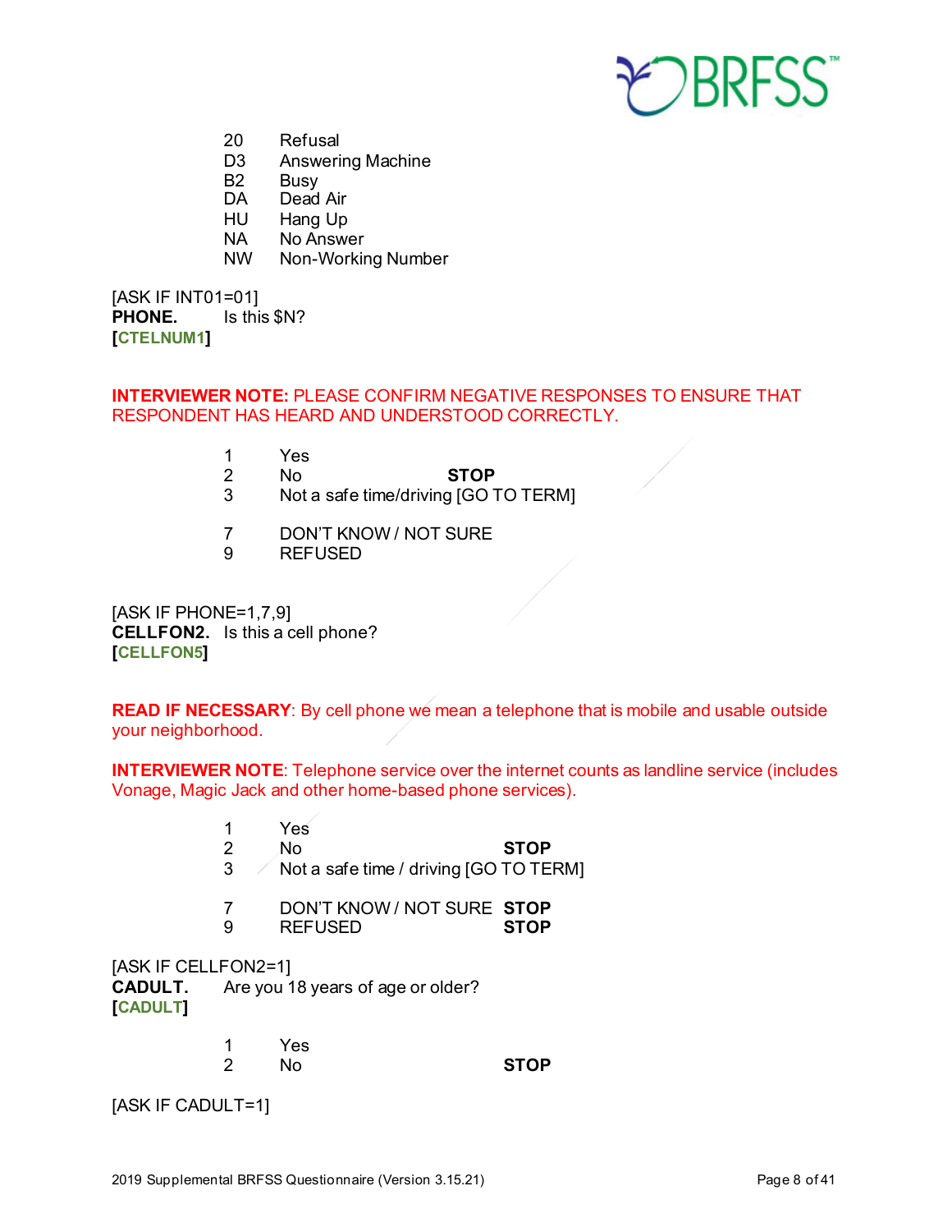20 Refusal
D3 Answering Machine
B2 Busy
DA Dead Air
HU Hang Up
NA No Answer
NW Non-Working Number

[ASK IF INT01=01]
**PHONE.** Is this $N?
**[CTELNUM1]**

**INTERVIEWER NOTE:** PLEASE CONFIRM NEGATIVE RESPONSES TO ENSURE THAT RESPONDENT HAS HEARD AND UNDERSTOOD CORRECTLY.

1 Yes
2 No **STOP**
3 Not a safe time/driving [GO TO TERM]

7 DON'T KNOW / NOT SURE
9 REFUSED

[ASK IF PHONE=1,7,9]
**CELLFON2.** Is this a cell phone?
**[CELLFON5]**

**READ IF NECESSARY**: By cell phone we mean a telephone that is mobile and usable outside your neighborhood.

**INTERVIEWER NOTE**: Telephone service over the internet counts as landline service (includes Vonage, Magic Jack and other home-based phone services).

1 Yes
2 No **STOP**
3 Not a safe time / driving [GO TO TERM]

7 DON'T KNOW / NOT SURE **STOP**
9 REFUSED **STOP**

[ASK IF CELLFON2=1]
**CADULT.** Are you 18 years of age or older?
**[CADULT]**

1 Yes
2 No **STOP**

[ASK IF CADULT=1]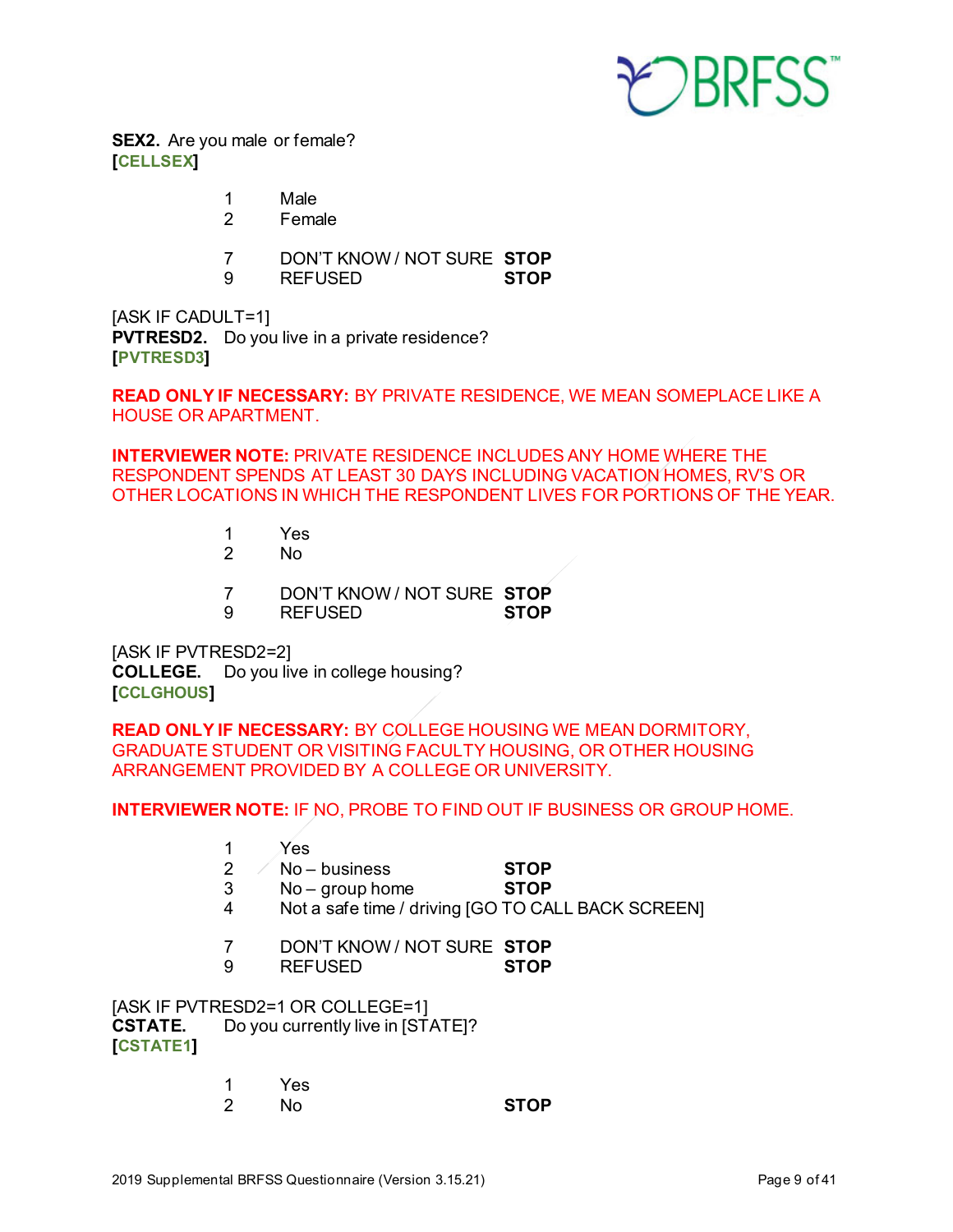**SEX2.** Are you male or female?
**[CELLSEX]**

1 Male
2 Female

7 DON'T KNOW / NOT SURE **STOP**
9 REFUSED **STOP**

[ASK IF CADULT=1]
**PVTRESD2.** Do you live in a private residence?
**[PVTRESD3]**

**READ ONLY IF NECESSARY:** BY PRIVATE RESIDENCE, WE MEAN SOMEPLACE LIKE A HOUSE OR APARTMENT.

**INTERVIEWER NOTE:** PRIVATE RESIDENCE INCLUDES ANY HOME WHERE THE RESPONDENT SPENDS AT LEAST 30 DAYS INCLUDING VACATION HOMES, RV'S OR OTHER LOCATIONS IN WHICH THE RESPONDENT LIVES FOR PORTIONS OF THE YEAR.

1 Yes
2 No

7 DON'T KNOW / NOT SURE **STOP**
9 REFUSED **STOP**

[ASK IF PVTRESD2=2]
**COLLEGE.** Do you live in college housing?
**[CCLGHOUS]**

**READ ONLY IF NECESSARY:** BY COLLEGE HOUSING WE MEAN DORMITORY, GRADUATE STUDENT OR VISITING FACULTY HOUSING, OR OTHER HOUSING ARRANGEMENT PROVIDED BY A COLLEGE OR UNIVERSITY.

**INTERVIEWER NOTE:** IF NO, PROBE TO FIND OUT IF BUSINESS OR GROUP HOME.

1 Yes
2 No – business **STOP**
3 No – group home **STOP**
4 Not a safe time / driving [GO TO CALL BACK SCREEN]

7 DON'T KNOW / NOT SURE **STOP**
9 REFUSED **STOP**

[ASK IF PVTRESD2=1 OR COLLEGE=1]
**CSTATE.** Do you currently live in [STATE]?
**[CSTATE1]**

1 Yes
2 No **STOP**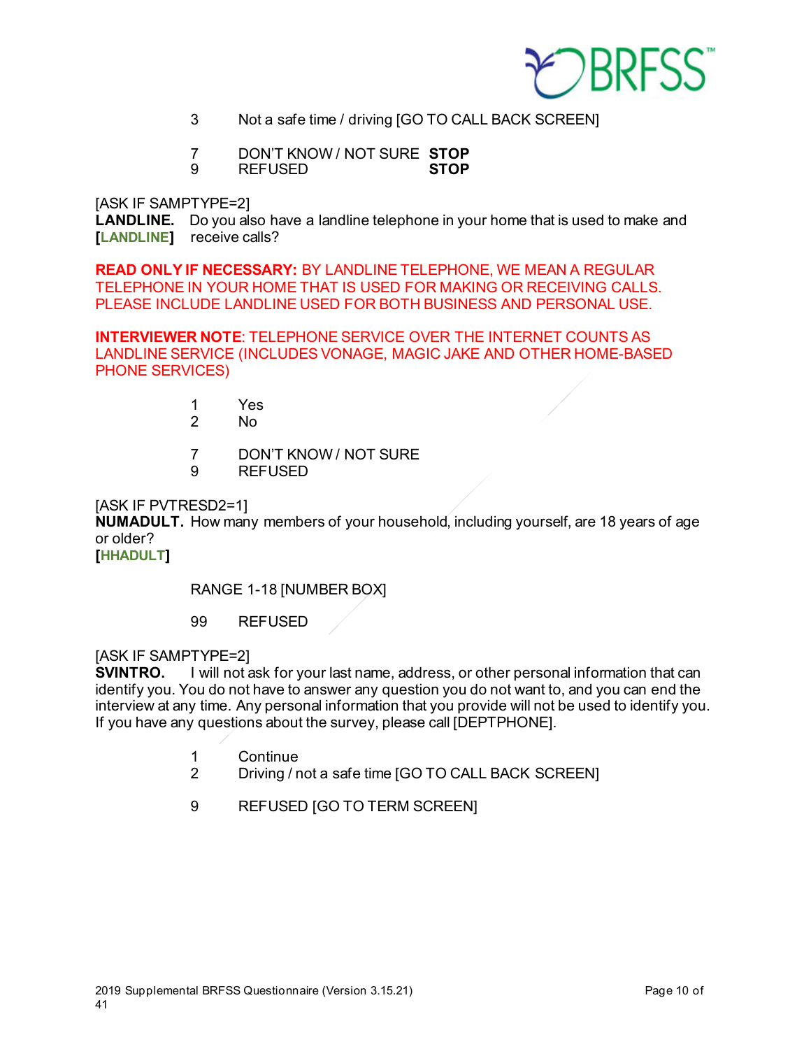3 Not a safe time / driving [GO TO CALL BACK SCREEN]

7 DON'T KNOW / NOT SURE **STOP**
9 REFUSED **STOP**

[ASK IF SAMPTYPE=2]
**LANDLINE.** Do you also have a landline telephone in your home that is used to make and
**[LANDLINE]** receive calls?

**READ ONLY IF NECESSARY:** BY LANDLINE TELEPHONE, WE MEAN A REGULAR TELEPHONE IN YOUR HOME THAT IS USED FOR MAKING OR RECEIVING CALLS. PLEASE INCLUDE LANDLINE USED FOR BOTH BUSINESS AND PERSONAL USE.

**INTERVIEWER NOTE**: TELEPHONE SERVICE OVER THE INTERNET COUNTS AS LANDLINE SERVICE (INCLUDES VONAGE, MAGIC JAKE AND OTHER HOME-BASED PHONE SERVICES)

1 Yes
2 No

7 DON'T KNOW / NOT SURE
9 REFUSED

[ASK IF PVTRESD2=1]
**NUMADULT.** How many members of your household, including yourself, are 18 years of age or older?
**[HHADULT]**

RANGE 1-18 [NUMBER BOX]

99 REFUSED

[ASK IF SAMPTYPE=2]
**SVINTRO.** I will not ask for your last name, address, or other personal information that can identify you. You do not have to answer any question you do not want to, and you can end the interview at any time. Any personal information that you provide will not be used to identify you. If you have any questions about the survey, please call [DEPTPHONE].

1 Continue
2 Driving / not a safe time [GO TO CALL BACK SCREEN]

9 REFUSED [GO TO TERM SCREEN]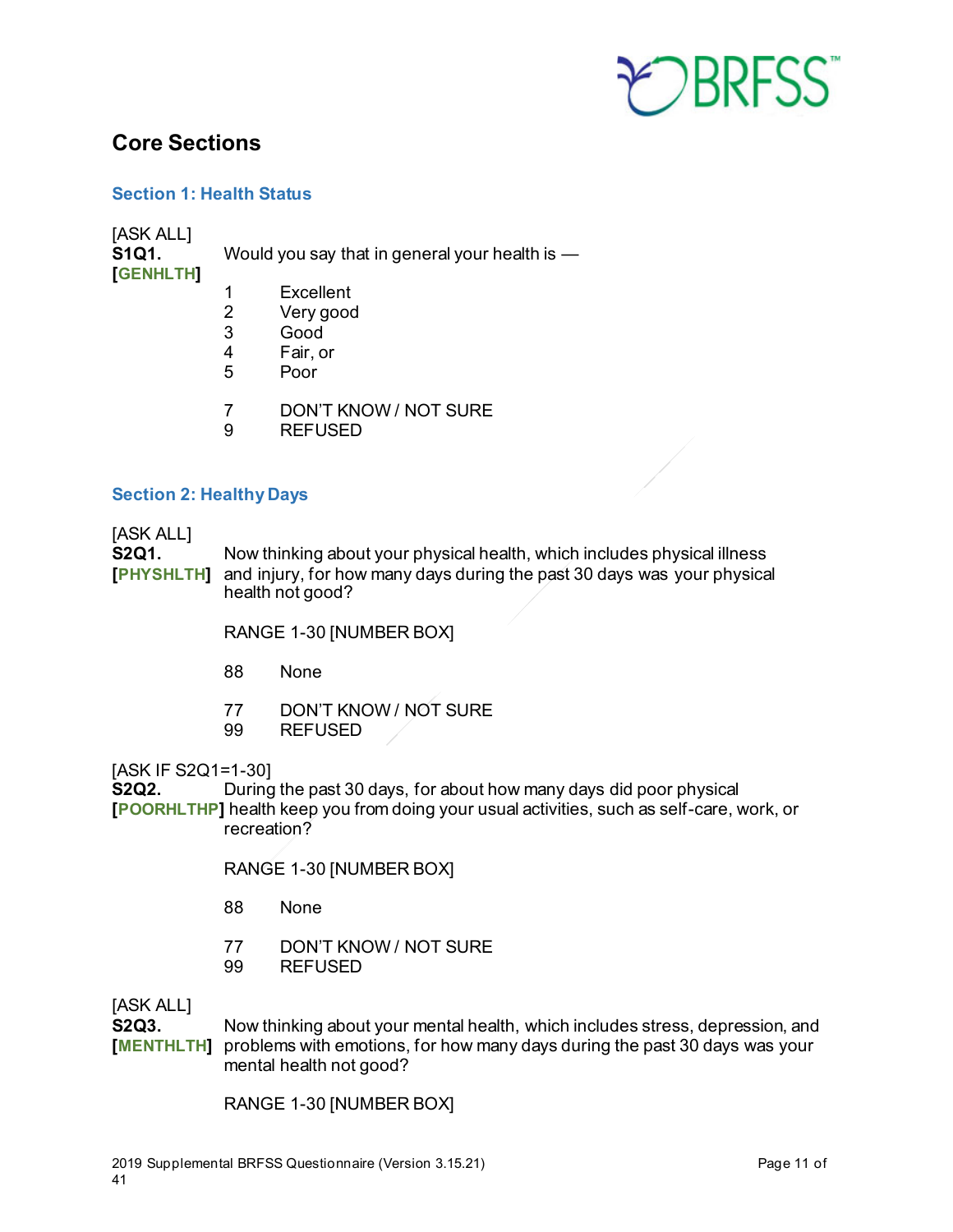## Core Sections

### Section 1: Health Status

[ASK ALL]
**S1Q1.** Would you say that in general your health is —
**[GENHLTH]**

1 Excellent
2 Very good
3 Good
4 Fair, or
5 Poor

7 DON'T KNOW / NOT SURE
9 REFUSED

### Section 2: Healthy Days

[ASK ALL]
**S2Q1.** Now thinking about your physical health, which includes physical illness
**[PHYSHLTH]** and injury, for how many days during the past 30 days was your physical health not good?

RANGE 1-30 [NUMBER BOX]

88 None

77 DON'T KNOW / NOT SURE
99 REFUSED

[ASK IF S2Q1=1-30]
**S2Q2.** During the past 30 days, for about how many days did poor physical
**[POORHLTHP]** health keep you from doing your usual activities, such as self-care, work, or recreation?

RANGE 1-30 [NUMBER BOX]

88 None

77 DON'T KNOW / NOT SURE
99 REFUSED

[ASK ALL]
**S2Q3.** Now thinking about your mental health, which includes stress, depression, and
**[MENTHLTH]** problems with emotions, for how many days during the past 30 days was your mental health not good?

RANGE 1-30 [NUMBER BOX]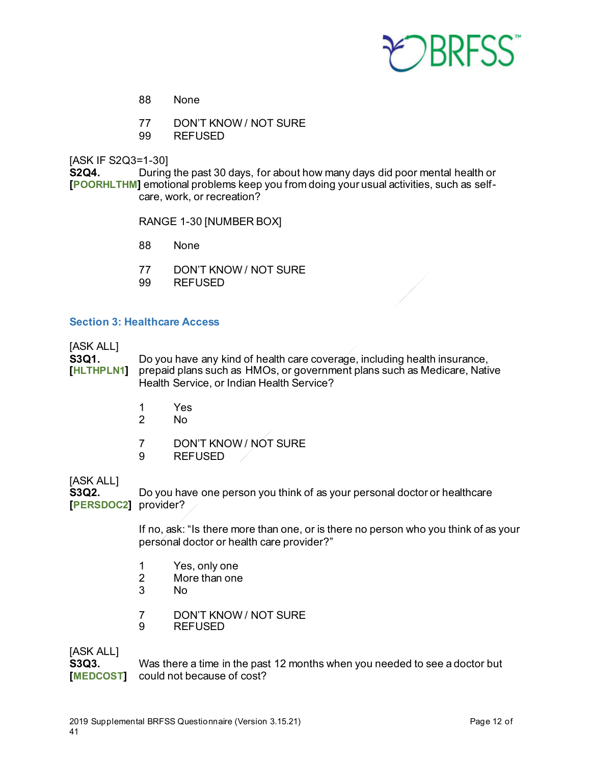88 None

77 DON'T KNOW / NOT SURE
99 REFUSED

[ASK IF S2Q3=1-30]
**S2Q4.** **[POORHLTHM]** During the past 30 days, for about how many days did poor mental health or emotional problems keep you from doing your usual activities, such as self-care, work, or recreation?

RANGE 1-30 [NUMBER BOX]

88 None

77 DON'T KNOW / NOT SURE
99 REFUSED

## Section 3: Healthcare Access

[ASK ALL]
**S3Q1.** **[HLTHPLN1]** Do you have any kind of health care coverage, including health insurance, prepaid plans such as HMOs, or government plans such as Medicare, Native Health Service, or Indian Health Service?

1 Yes
2 No

7 DON'T KNOW / NOT SURE
9 REFUSED

[ASK ALL]
**S3Q2.** **[PERSDOC2]** Do you have one person you think of as your personal doctor or healthcare provider?

If no, ask: "Is there more than one, or is there no person who you think of as your personal doctor or health care provider?"

1 Yes, only one
2 More than one
3 No

7 DON'T KNOW / NOT SURE
9 REFUSED

[ASK ALL]
**S3Q3.** **[MEDCOST]** Was there a time in the past 12 months when you needed to see a doctor but could not because of cost?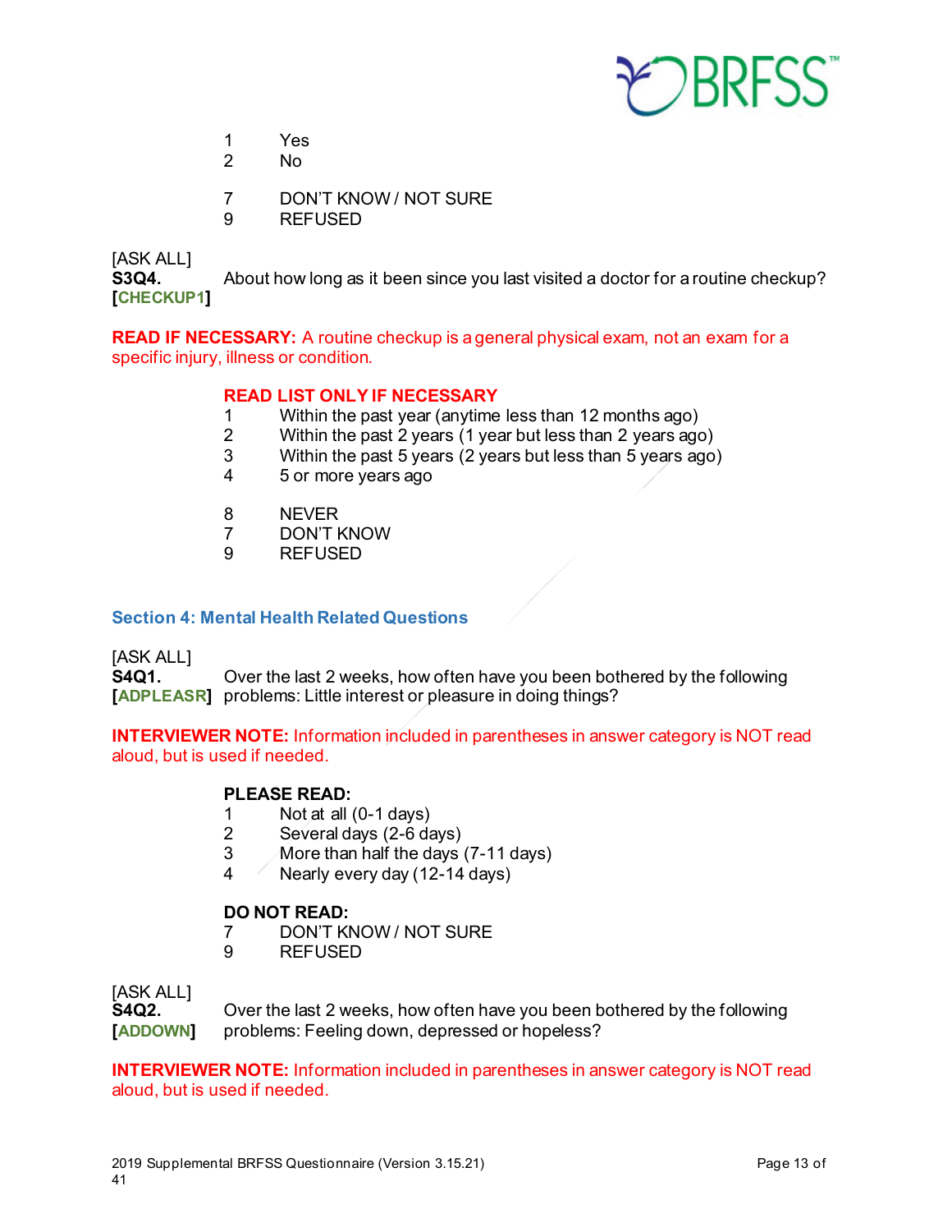1 Yes
2 No

7 DON'T KNOW / NOT SURE
9 REFUSED

[ASK ALL]
**S3Q4.** About how long as it been since you last visited a doctor for a routine checkup?
**[CHECKUP1]**

**READ IF NECESSARY:** A routine checkup is a general physical exam, not an exam for a specific injury, illness or condition.

**READ LIST ONLY IF NECESSARY**
1 Within the past year (anytime less than 12 months ago)
2 Within the past 2 years (1 year but less than 2 years ago)
3 Within the past 5 years (2 years but less than 5 years ago)
4 5 or more years ago

8 NEVER
7 DON'T KNOW
9 REFUSED

## Section 4: Mental Health Related Questions

[ASK ALL]
**S4Q1.** Over the last 2 weeks, how often have you been bothered by the following
**[ADPLEASR]** problems: Little interest or pleasure in doing things?

**INTERVIEWER NOTE:** Information included in parentheses in answer category is NOT read aloud, but is used if needed.

**PLEASE READ:**
1 Not at all (0-1 days)
2 Several days (2-6 days)
3 More than half the days (7-11 days)
4 Nearly every day (12-14 days)

**DO NOT READ:**
7 DON'T KNOW / NOT SURE
9 REFUSED

[ASK ALL]
**S4Q2.** Over the last 2 weeks, how often have you been bothered by the following
**[ADDOWN]** problems: Feeling down, depressed or hopeless?

**INTERVIEWER NOTE:** Information included in parentheses in answer category is NOT read aloud, but is used if needed.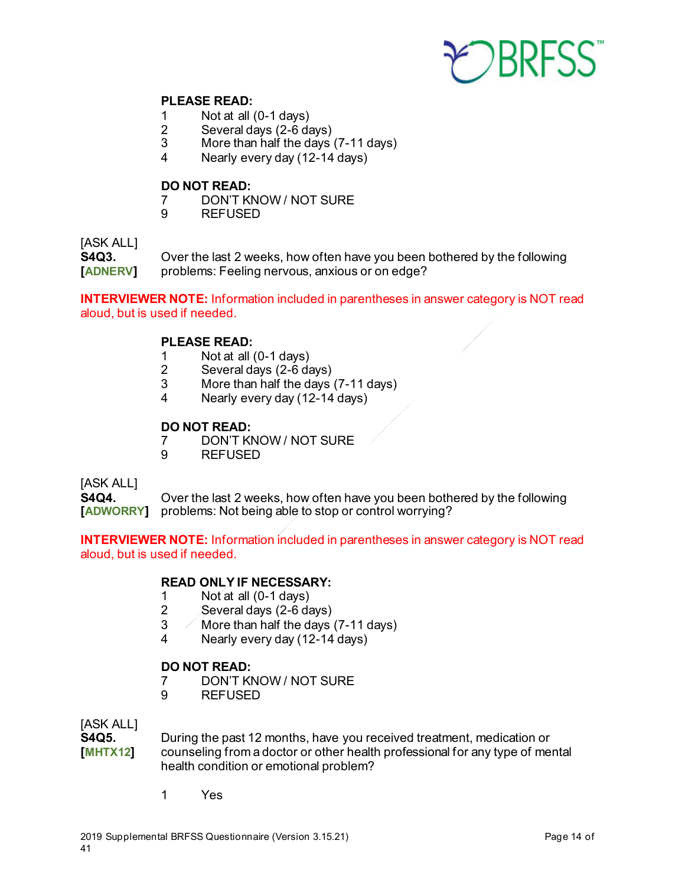**PLEASE READ:**

1 Not at all (0-1 days)
2 Several days (2-6 days)
3 More than half the days (7-11 days)
4 Nearly every day (12-14 days)

**DO NOT READ:**

7 DON'T KNOW / NOT SURE
9 REFUSED

[ASK ALL]
**S4Q3.** **[ADNERV]** Over the last 2 weeks, how often have you been bothered by the following problems: Feeling nervous, anxious or on edge?

**INTERVIEWER NOTE:** Information included in parentheses in answer category is NOT read aloud, but is used if needed.

**PLEASE READ:**

1 Not at all (0-1 days)
2 Several days (2-6 days)
3 More than half the days (7-11 days)
4 Nearly every day (12-14 days)

**DO NOT READ:**

7 DON'T KNOW / NOT SURE
9 REFUSED

[ASK ALL]
**S4Q4.** **[ADWORRY]** Over the last 2 weeks, how often have you been bothered by the following problems: Not being able to stop or control worrying?

**INTERVIEWER NOTE:** Information included in parentheses in answer category is NOT read aloud, but is used if needed.

**READ ONLY IF NECESSARY:**

1 Not at all (0-1 days)
2 Several days (2-6 days)
3 More than half the days (7-11 days)
4 Nearly every day (12-14 days)

**DO NOT READ:**

7 DON'T KNOW / NOT SURE
9 REFUSED

[ASK ALL]
**S4Q5.** **[MHTX12]** During the past 12 months, have you received treatment, medication or counseling from a doctor or other health professional for any type of mental health condition or emotional problem?

1 Yes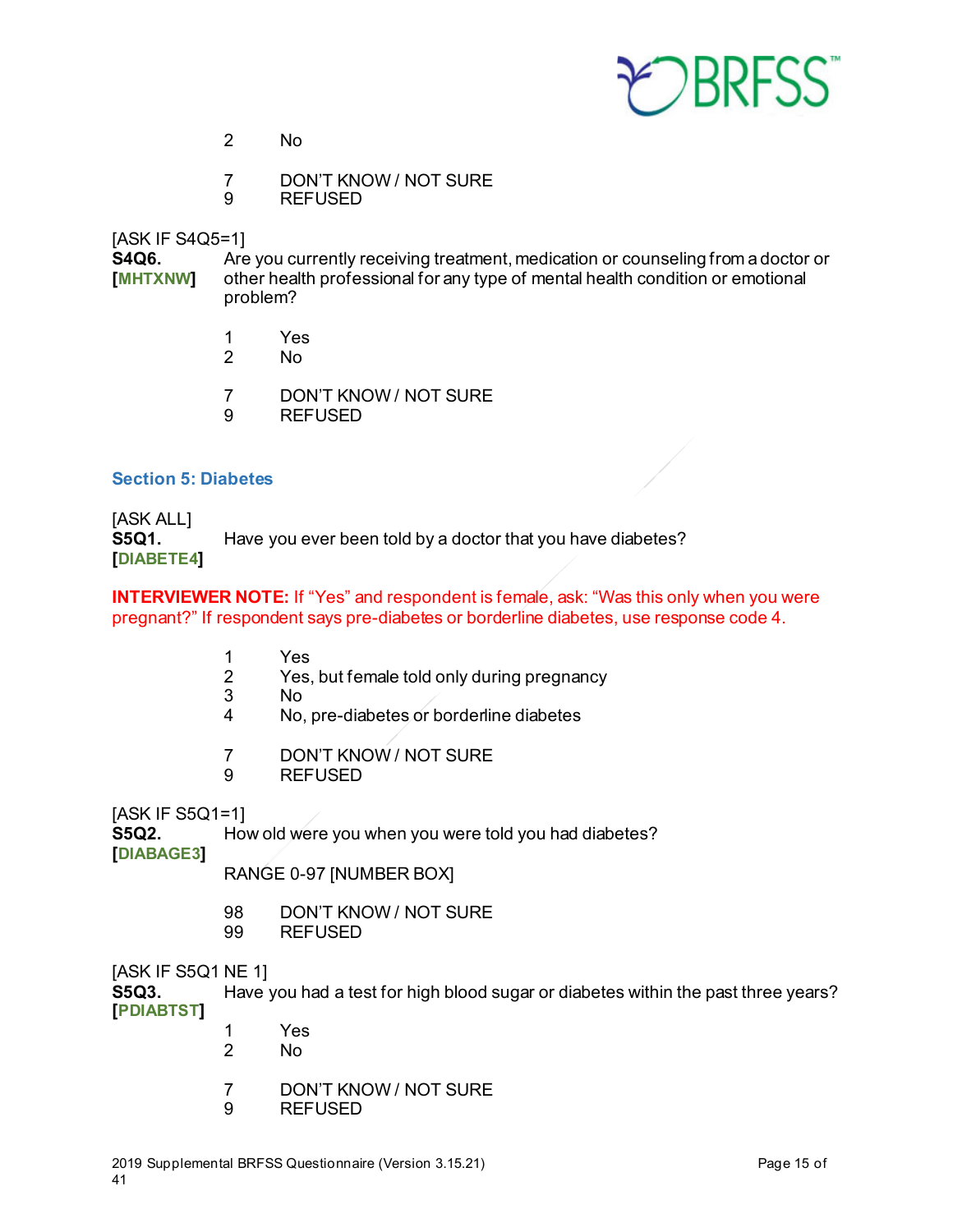2 No

7 DON'T KNOW / NOT SURE
9 REFUSED

[ASK IF S4Q5=1]
**S4Q6.** Are you currently receiving treatment, medication or counseling from a doctor or other health professional for any type of mental health condition or emotional problem?
**[MHTXNW]**

1 Yes
2 No

7 DON'T KNOW / NOT SURE
9 REFUSED

## Section 5: Diabetes

[ASK ALL]
**S5Q1.** Have you ever been told by a doctor that you have diabetes?
**[DIABETE4]**

**INTERVIEWER NOTE:** If "Yes" and respondent is female, ask: "Was this only when you were pregnant?" If respondent says pre-diabetes or borderline diabetes, use response code 4.

1 Yes
2 Yes, but female told only during pregnancy
3 No
4 No, pre-diabetes or borderline diabetes

7 DON'T KNOW / NOT SURE
9 REFUSED

[ASK IF S5Q1=1]
**S5Q2.** How old were you when you were told you had diabetes?
**[DIABAGE3]**

RANGE 0-97 [NUMBER BOX]

98 DON'T KNOW / NOT SURE
99 REFUSED

[ASK IF S5Q1 NE 1]
**S5Q3.** Have you had a test for high blood sugar or diabetes within the past three years?
**[PDIABTST]**

1 Yes
2 No

7 DON'T KNOW / NOT SURE
9 REFUSED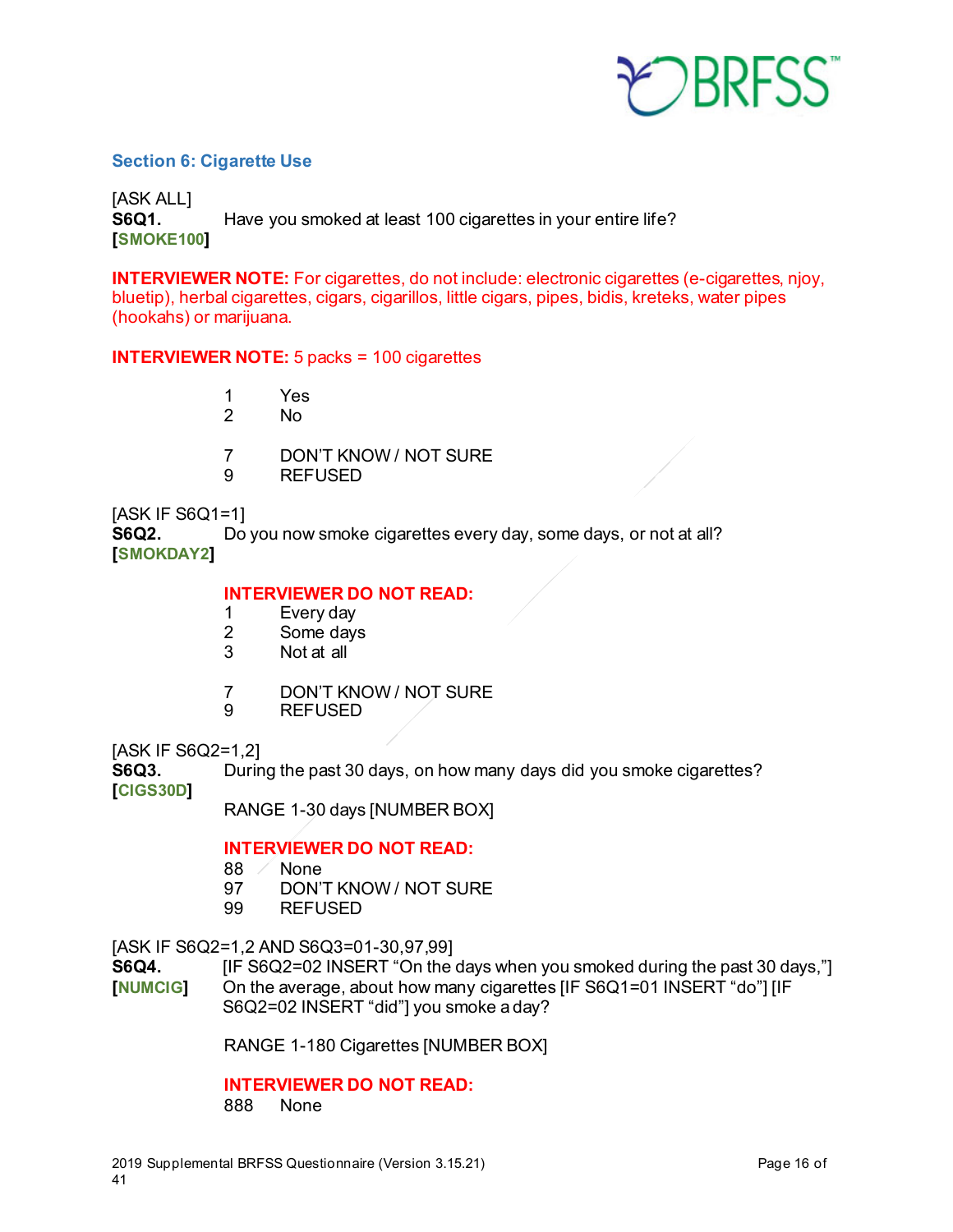## Section 6: Cigarette Use

[ASK ALL]

**S6Q1.** Have you smoked at least 100 cigarettes in your entire life?
**[SMOKE100]**

**INTERVIEWER NOTE:** For cigarettes, do not include: electronic cigarettes (e-cigarettes, njoy, bluetip), herbal cigarettes, cigars, cigarillos, little cigars, pipes, bidis, kreteks, water pipes (hookahs) or marijuana.

**INTERVIEWER NOTE:** 5 packs = 100 cigarettes

1 Yes
2 No

7 DON'T KNOW / NOT SURE
9 REFUSED

[ASK IF S6Q1=1]

**S6Q2.** Do you now smoke cigarettes every day, some days, or not at all?
**[SMOKDAY2]**

**INTERVIEWER DO NOT READ:**
1 Every day
2 Some days
3 Not at all

7 DON'T KNOW / NOT SURE
9 REFUSED

[ASK IF S6Q2=1,2]

**S6Q3.** During the past 30 days, on how many days did you smoke cigarettes?
**[CIGS30D]**

RANGE 1-30 days [NUMBER BOX]

**INTERVIEWER DO NOT READ:**
88 None
97 DON'T KNOW / NOT SURE
99 REFUSED

[ASK IF S6Q2=1,2 AND S6Q3=01-30,97,99]

**S6Q4.** [IF S6Q2=02 INSERT "On the days when you smoked during the past 30 days,"]
**[NUMCIG]** On the average, about how many cigarettes [IF S6Q1=01 INSERT "do"] [IF S6Q2=02 INSERT "did"] you smoke a day?

RANGE 1-180 Cigarettes [NUMBER BOX]

**INTERVIEWER DO NOT READ:**
888 None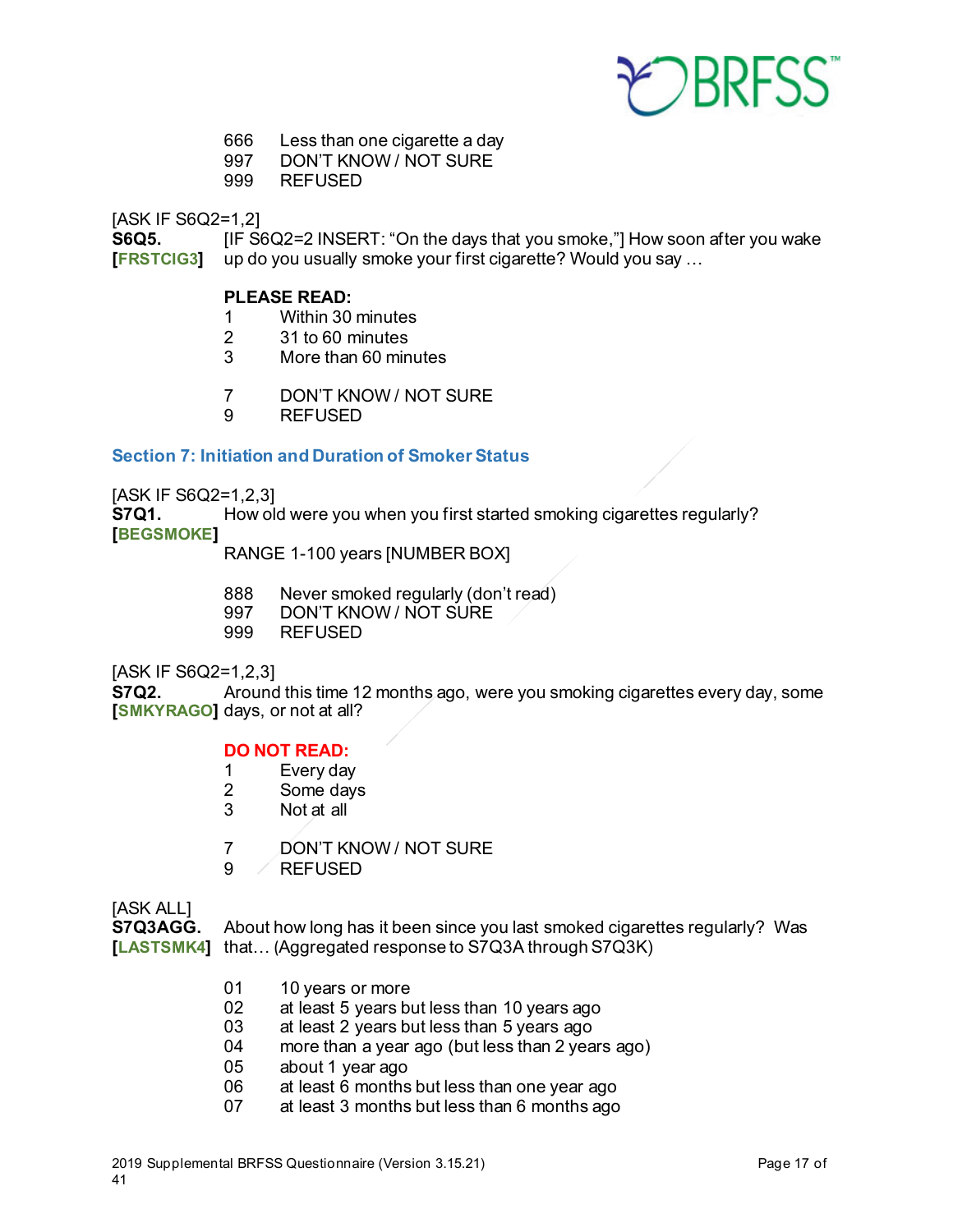666 Less than one cigarette a day
997 DON'T KNOW / NOT SURE
999 REFUSED

[ASK IF S6Q2=1,2]
**S6Q5.** [IF S6Q2=2 INSERT: "On the days that you smoke,"] How soon after you wake up do you usually smoke your first cigarette? Would you say …
**[FRSTCIG3]**

**PLEASE READ:**
1 Within 30 minutes
2 31 to 60 minutes
3 More than 60 minutes

7 DON'T KNOW / NOT SURE
9 REFUSED

## Section 7: Initiation and Duration of Smoker Status

[ASK IF S6Q2=1,2,3]
**S7Q1.** How old were you when you first started smoking cigarettes regularly?
**[BEGSMOKE]**

RANGE 1-100 years [NUMBER BOX]

888 Never smoked regularly (don't read)
997 DON'T KNOW / NOT SURE
999 REFUSED

[ASK IF S6Q2=1,2,3]
**S7Q2.** Around this time 12 months ago, were you smoking cigarettes every day, some days, or not at all?
**[SMKYRAGO]**

**DO NOT READ:**
1 Every day
2 Some days
3 Not at all

7 DON'T KNOW / NOT SURE
9 REFUSED

[ASK ALL]
**S7Q3AGG.** About how long has it been since you last smoked cigarettes regularly? Was that… (Aggregated response to S7Q3A through S7Q3K)
**[LASTSMK4]**

01 10 years or more
02 at least 5 years but less than 10 years ago
03 at least 2 years but less than 5 years ago
04 more than a year ago (but less than 2 years ago)
05 about 1 year ago
06 at least 6 months but less than one year ago
07 at least 3 months but less than 6 months ago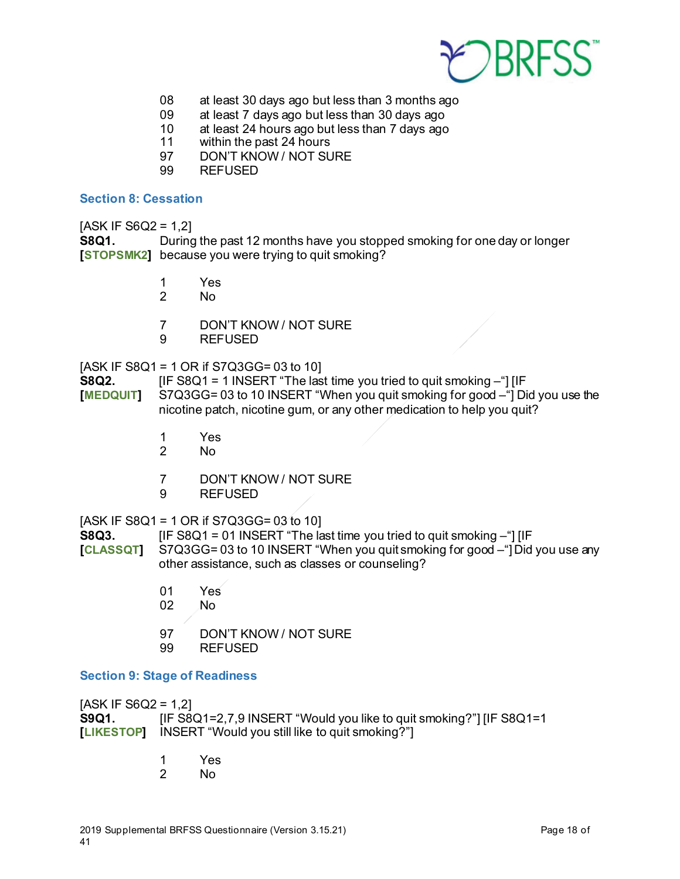08 at least 30 days ago but less than 3 months ago
09 at least 7 days ago but less than 30 days ago
10 at least 24 hours ago but less than 7 days ago
11 within the past 24 hours
97 DON'T KNOW / NOT SURE
99 REFUSED

## Section 8: Cessation

[ASK IF S6Q2 = 1,2]
**S8Q1.** During the past 12 months have you stopped smoking for one day or longer
**[STOPSMK2]** because you were trying to quit smoking?

1 Yes
2 No

7 DON'T KNOW / NOT SURE
9 REFUSED

[ASK IF S8Q1 = 1 OR if S7Q3GG= 03 to 10]
**S8Q2.** [IF S8Q1 = 1 INSERT "The last time you tried to quit smoking –"] [IF
**[MEDQUIT]** S7Q3GG= 03 to 10 INSERT "When you quit smoking for good –"] Did you use the nicotine patch, nicotine gum, or any other medication to help you quit?

1 Yes
2 No

7 DON'T KNOW / NOT SURE
9 REFUSED

[ASK IF S8Q1 = 1 OR if S7Q3GG= 03 to 10]
**S8Q3.** [IF S8Q1 = 01 INSERT "The last time you tried to quit smoking –"] [IF
**[CLASSQT]** S7Q3GG= 03 to 10 INSERT "When you quit smoking for good –"] Did you use any other assistance, such as classes or counseling?

01 Yes
02 No

97 DON'T KNOW / NOT SURE
99 REFUSED

## Section 9: Stage of Readiness

[ASK IF S6Q2 = 1,2]
**S9Q1.** [IF S8Q1=2,7,9 INSERT "Would you like to quit smoking?"] [IF S8Q1=1
**[LIKESTOP]** INSERT "Would you still like to quit smoking?"]

1 Yes
2 No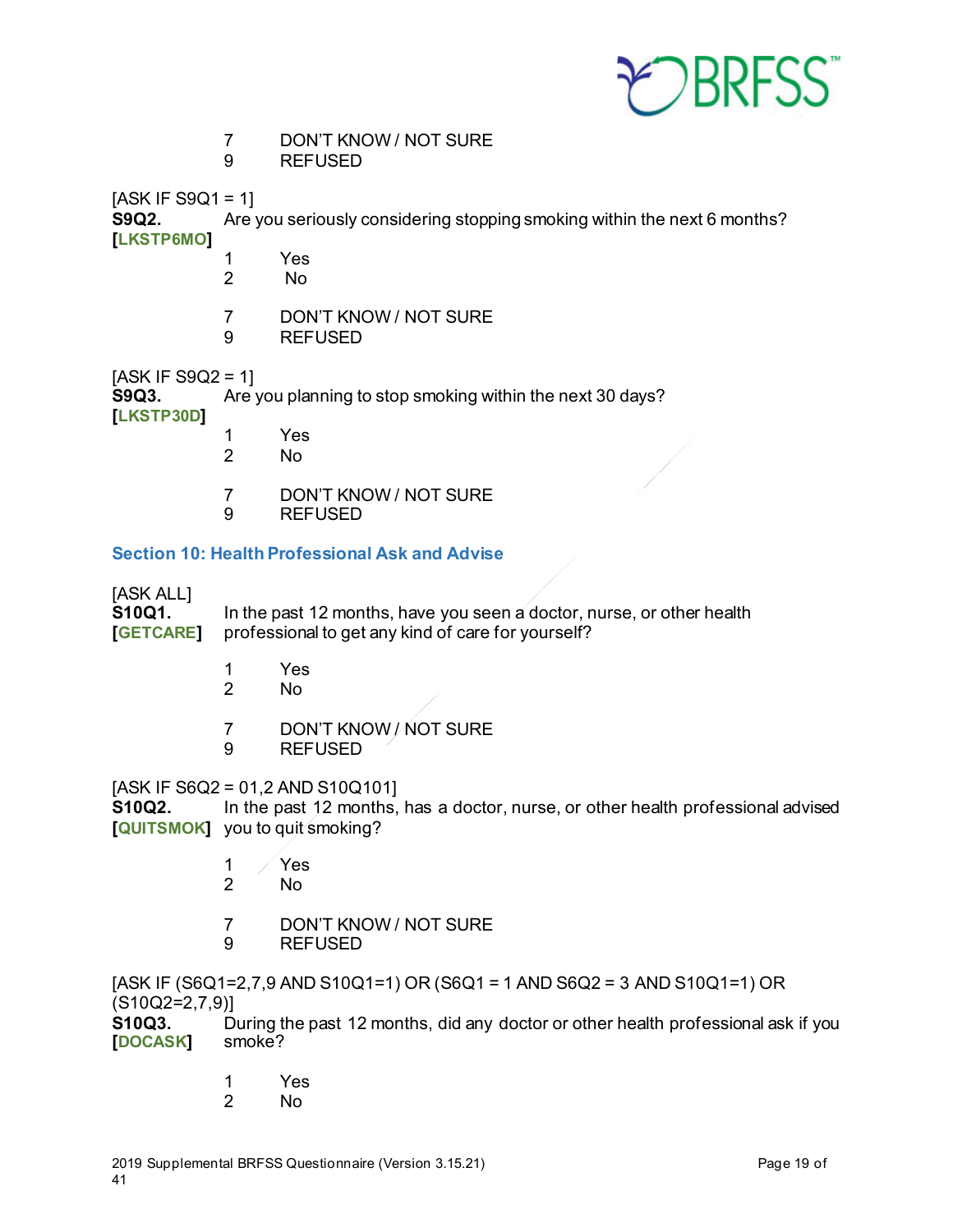7 DON'T KNOW / NOT SURE
9 REFUSED

[ASK IF S9Q1 = 1]
**S9Q2.** Are you seriously considering stopping smoking within the next 6 months?
**[LKSTP6MO]**

1 Yes
2 No

7 DON'T KNOW / NOT SURE
9 REFUSED

[ASK IF S9Q2 = 1]
**S9Q3.** Are you planning to stop smoking within the next 30 days?
**[LKSTP30D]**

1 Yes
2 No

7 DON'T KNOW / NOT SURE
9 REFUSED

## Section 10: Health Professional Ask and Advise

[ASK ALL]
**S10Q1.** In the past 12 months, have you seen a doctor, nurse, or other health professional to get any kind of care for yourself?
**[GETCARE]**

1 Yes
2 No

7 DON'T KNOW / NOT SURE
9 REFUSED

[ASK IF S6Q2 = 01,2 AND S10Q101]
**S10Q2.** In the past 12 months, has a doctor, nurse, or other health professional advised you to quit smoking?
**[QUITSMOK]**

1 Yes
2 No

7 DON'T KNOW / NOT SURE
9 REFUSED

[ASK IF (S6Q1=2,7,9 AND S10Q1=1) OR (S6Q1 = 1 AND S6Q2 = 3 AND S10Q1=1) OR (S10Q2=2,7,9)]
**S10Q3.** During the past 12 months, did any doctor or other health professional ask if you smoke?
**[DOCASK]**

1 Yes
2 No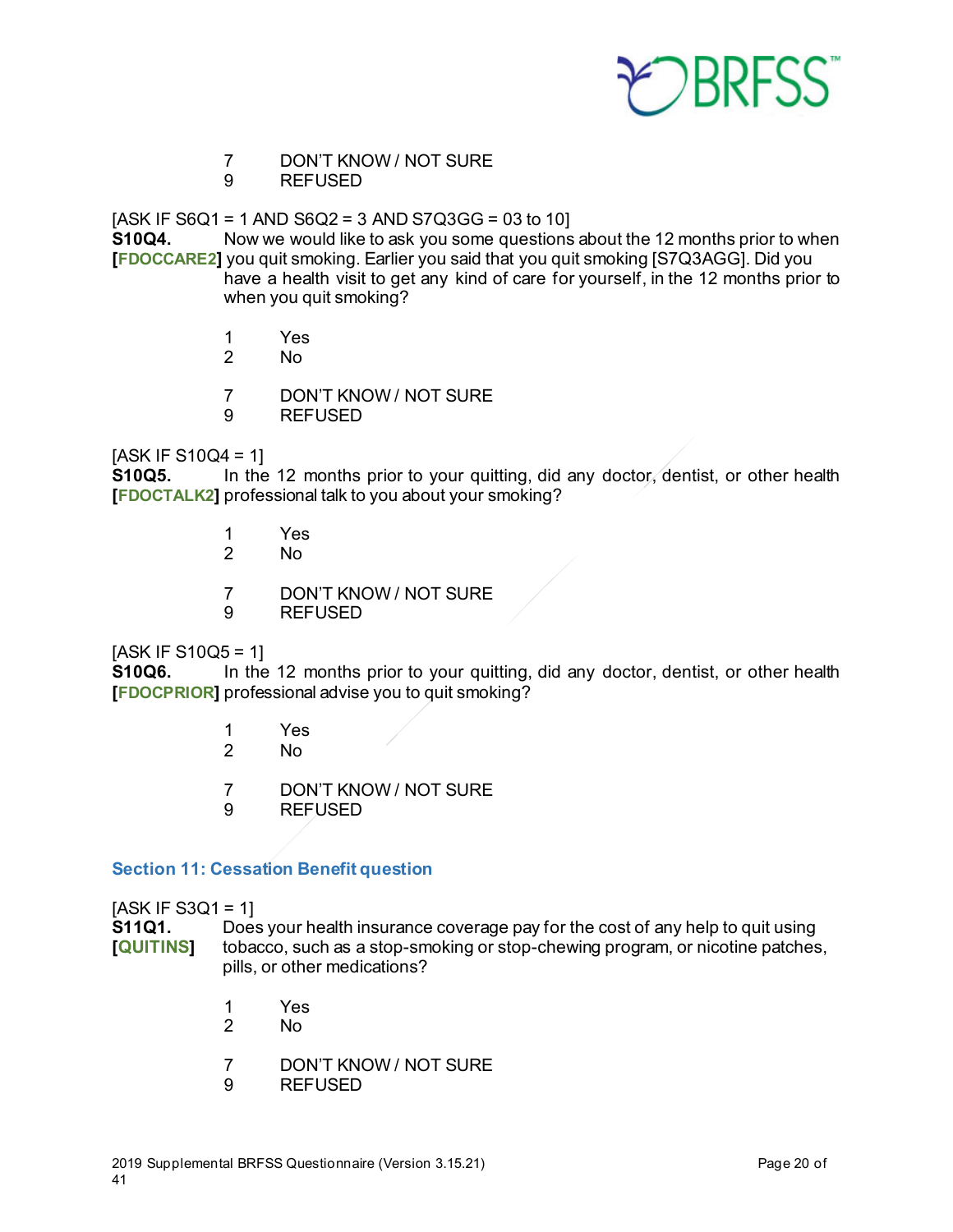7 DON'T KNOW / NOT SURE
9 REFUSED

[ASK IF S6Q1 = 1 AND S6Q2 = 3 AND S7Q3GG = 03 to 10]

**S10Q4.** Now we would like to ask you some questions about the 12 months prior to when
**[FDOCCARE2]** you quit smoking. Earlier you said that you quit smoking [S7Q3AGG]. Did you have a health visit to get any kind of care for yourself, in the 12 months prior to when you quit smoking?

1 Yes
2 No

7 DON'T KNOW / NOT SURE
9 REFUSED

[ASK IF S10Q4 = 1]

**S10Q5.** In the 12 months prior to your quitting, did any doctor, dentist, or other health
**[FDOCTALK2]** professional talk to you about your smoking?

1 Yes
2 No

7 DON'T KNOW / NOT SURE
9 REFUSED

[ASK IF S10Q5 = 1]

**S10Q6.** In the 12 months prior to your quitting, did any doctor, dentist, or other health
**[FDOCPRIOR]** professional advise you to quit smoking?

1 Yes
2 No

7 DON'T KNOW / NOT SURE
9 REFUSED

## Section 11: Cessation Benefit question

[ASK IF S3Q1 = 1]

**S11Q1.** Does your health insurance coverage pay for the cost of any help to quit using
**[QUITINS]** tobacco, such as a stop-smoking or stop-chewing program, or nicotine patches, pills, or other medications?

1 Yes
2 No

7 DON'T KNOW / NOT SURE
9 REFUSED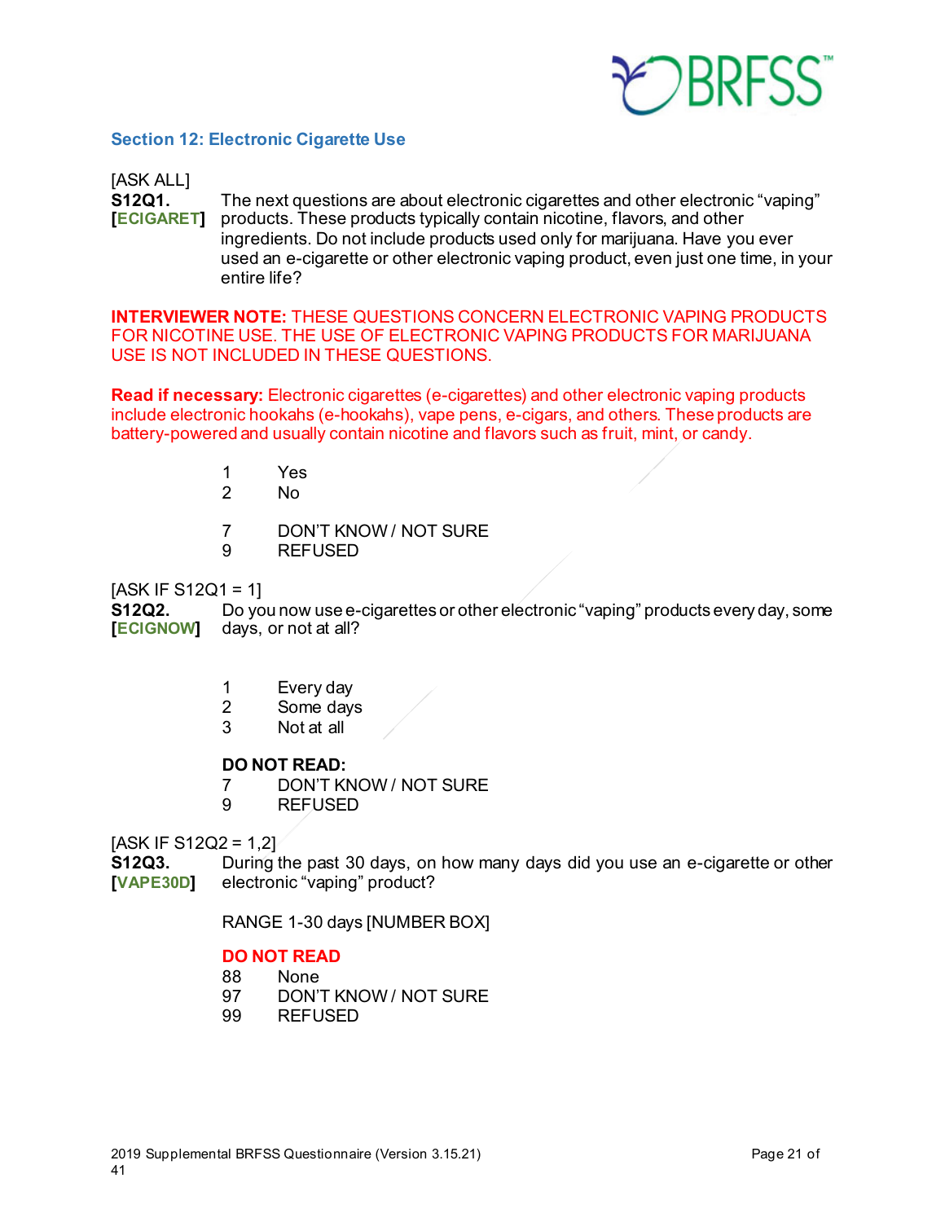## Section 12: Electronic Cigarette Use

[ASK ALL]

**S12Q1.**
**[ECIGARET]**
The next questions are about electronic cigarettes and other electronic "vaping" products. These products typically contain nicotine, flavors, and other ingredients. Do not include products used only for marijuana. Have you ever used an e-cigarette or other electronic vaping product, even just one time, in your entire life?

**INTERVIEWER NOTE:** THESE QUESTIONS CONCERN ELECTRONIC VAPING PRODUCTS FOR NICOTINE USE. THE USE OF ELECTRONIC VAPING PRODUCTS FOR MARIJUANA USE IS NOT INCLUDED IN THESE QUESTIONS.

**Read if necessary:** Electronic cigarettes (e-cigarettes) and other electronic vaping products include electronic hookahs (e-hookahs), vape pens, e-cigars, and others. These products are battery-powered and usually contain nicotine and flavors such as fruit, mint, or candy.

1 Yes
2 No

7 DON'T KNOW / NOT SURE
9 REFUSED

[ASK IF S12Q1 = 1]

**S12Q2.**
**[ECIGNOW]**
Do you now use e-cigarettes or other electronic "vaping" products every day, some days, or not at all?

1 Every day
2 Some days
3 Not at all

**DO NOT READ:**
7 DON'T KNOW / NOT SURE
9 REFUSED

[ASK IF S12Q2 = 1,2]

**S12Q3.**
**[VAPE30D]**
During the past 30 days, on how many days did you use an e-cigarette or other electronic "vaping" product?

RANGE 1-30 days [NUMBER BOX]

**DO NOT READ**
88 None
97 DON'T KNOW / NOT SURE
99 REFUSED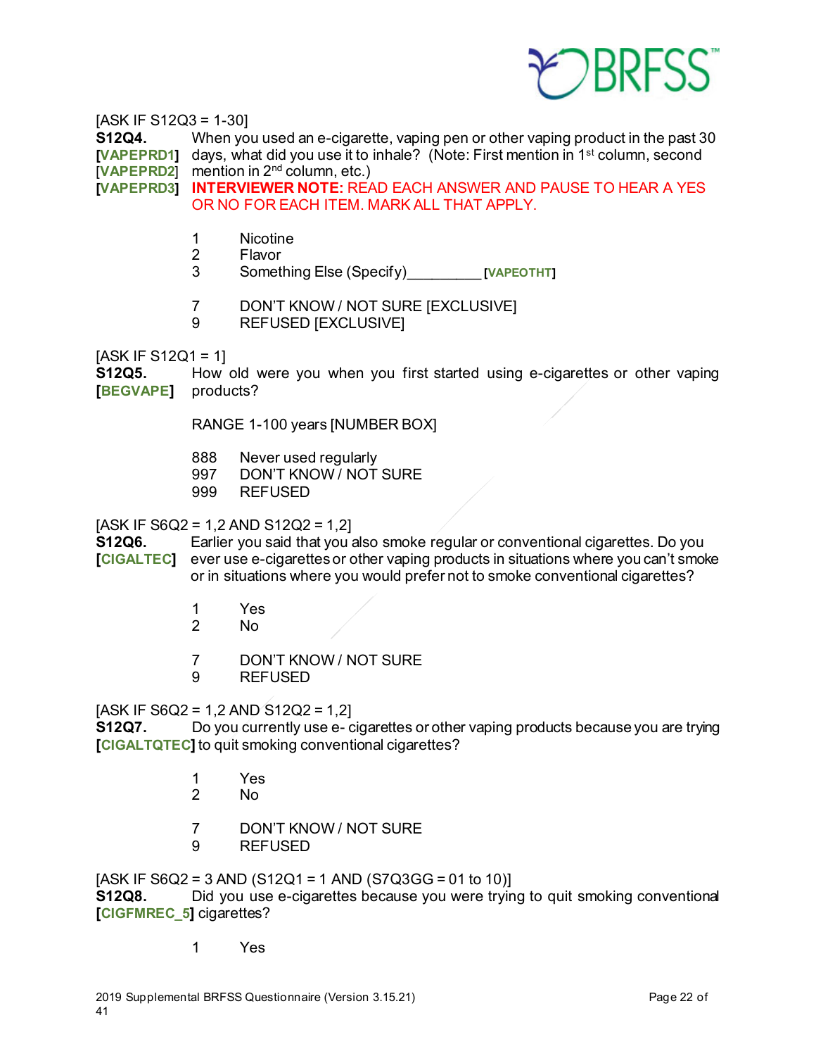[ASK IF S12Q3 = 1-30]

**S12Q4.** When you used an e-cigarette, vaping pen or other vaping product in the past 30 days, what did you use it to inhale? (Note: First mention in 1st column, second mention in 2nd column, etc.)
**[VAPEPRD1]**
**[VAPEPRD2]**
**[VAPEPRD3]**

**INTERVIEWER NOTE:** READ EACH ANSWER AND PAUSE TO HEAR A YES OR NO FOR EACH ITEM. MARK ALL THAT APPLY.

1 Nicotine
2 Flavor
3 Something Else (Specify)_________ **[VAPEOTHT]**

7 DON'T KNOW / NOT SURE [EXCLUSIVE]
9 REFUSED [EXCLUSIVE]

[ASK IF S12Q1 = 1]

**S12Q5.** How old were you when you first started using e-cigarettes or other vaping products?
**[BEGVAPE]**

RANGE 1-100 years [NUMBER BOX]

888 Never used regularly
997 DON'T KNOW / NOT SURE
999 REFUSED

[ASK IF S6Q2 = 1,2 AND S12Q2 = 1,2]

**S12Q6.** Earlier you said that you also smoke regular or conventional cigarettes. Do you ever use e-cigarettes or other vaping products in situations where you can't smoke or in situations where you would prefer not to smoke conventional cigarettes?
**[CIGALTEC]**

1 Yes
2 No

7 DON'T KNOW / NOT SURE
9 REFUSED

[ASK IF S6Q2 = 1,2 AND S12Q2 = 1,2]

**S12Q7.** Do you currently use e- cigarettes or other vaping products because you are trying to quit smoking conventional cigarettes?
**[CIGALTQTEC]**

1 Yes
2 No

7 DON'T KNOW / NOT SURE
9 REFUSED

[ASK IF S6Q2 = 3 AND (S12Q1 = 1 AND (S7Q3GG = 01 to 10)]

**S12Q8.** Did you use e-cigarettes because you were trying to quit smoking conventional cigarettes?
**[CIGFMREC_5]**

1 Yes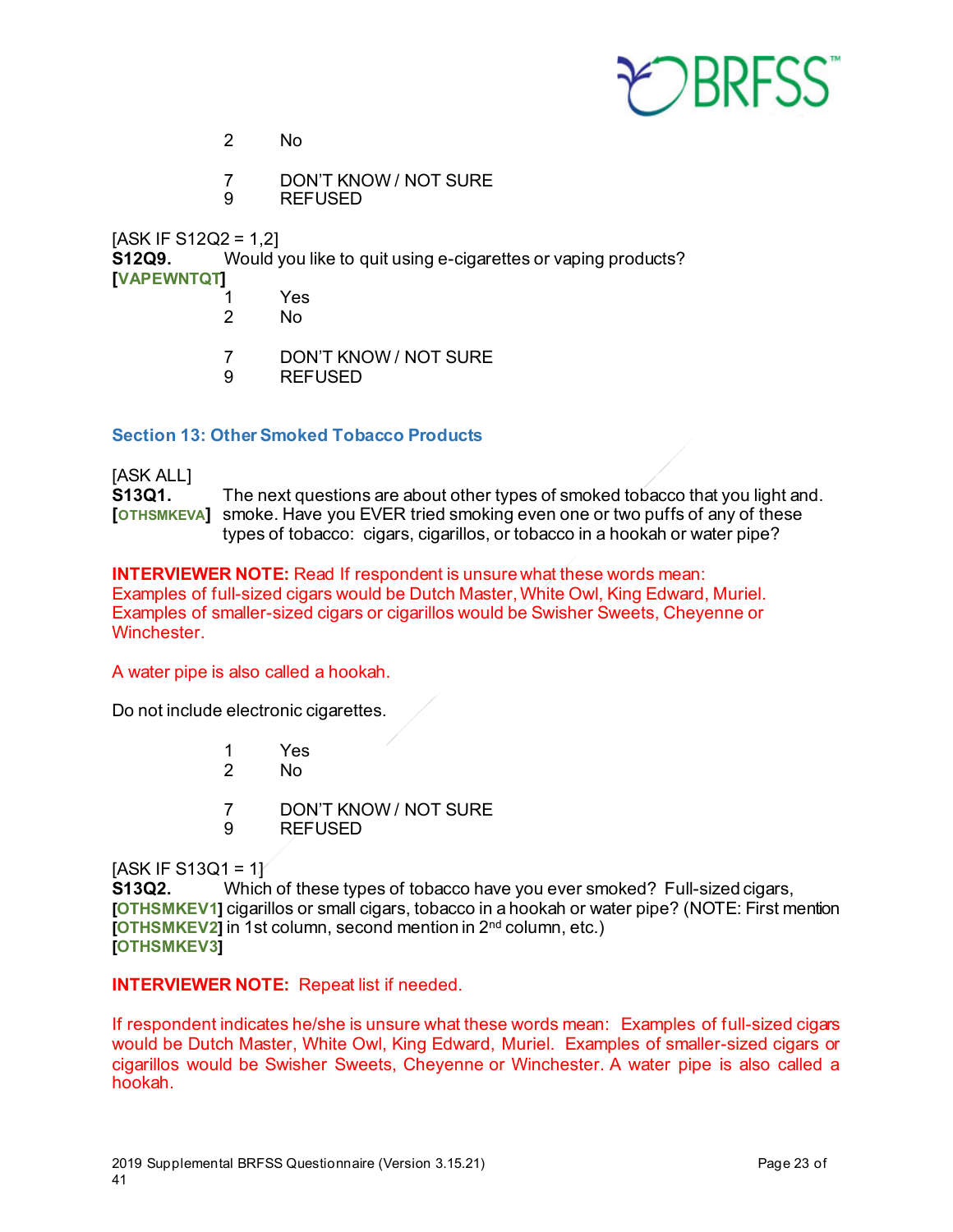2 No

7 DON'T KNOW / NOT SURE
9 REFUSED

[ASK IF S12Q2 = 1,2]
**S12Q9.** Would you like to quit using e-cigarettes or vaping products?
**[VAPEWNTQT]**

1 Yes
2 No

7 DON'T KNOW / NOT SURE
9 REFUSED

## Section 13: Other Smoked Tobacco Products

[ASK ALL]
**S13Q1.** The next questions are about other types of smoked tobacco that you light and.
**[OTHSMKEVA]** smoke. Have you EVER tried smoking even one or two puffs of any of these types of tobacco: cigars, cigarillos, or tobacco in a hookah or water pipe?

**INTERVIEWER NOTE:** Read If respondent is unsure what these words mean: Examples of full-sized cigars would be Dutch Master, White Owl, King Edward, Muriel. Examples of smaller-sized cigars or cigarillos would be Swisher Sweets, Cheyenne or Winchester.

A water pipe is also called a hookah.

Do not include electronic cigarettes.

1 Yes
2 No

7 DON'T KNOW / NOT SURE
9 REFUSED

[ASK IF S13Q1 = 1]
**S13Q2.** Which of these types of tobacco have you ever smoked? Full-sized cigars,
**[OTHSMKEV1]** cigarillos or small cigars, tobacco in a hookah or water pipe? (NOTE: First mention
**[OTHSMKEV2]** in 1st column, second mention in 2nd column, etc.)
**[OTHSMKEV3]**

**INTERVIEWER NOTE:** Repeat list if needed.

If respondent indicates he/she is unsure what these words mean: Examples of full-sized cigars would be Dutch Master, White Owl, King Edward, Muriel. Examples of smaller-sized cigars or cigarillos would be Swisher Sweets, Cheyenne or Winchester. A water pipe is also called a hookah.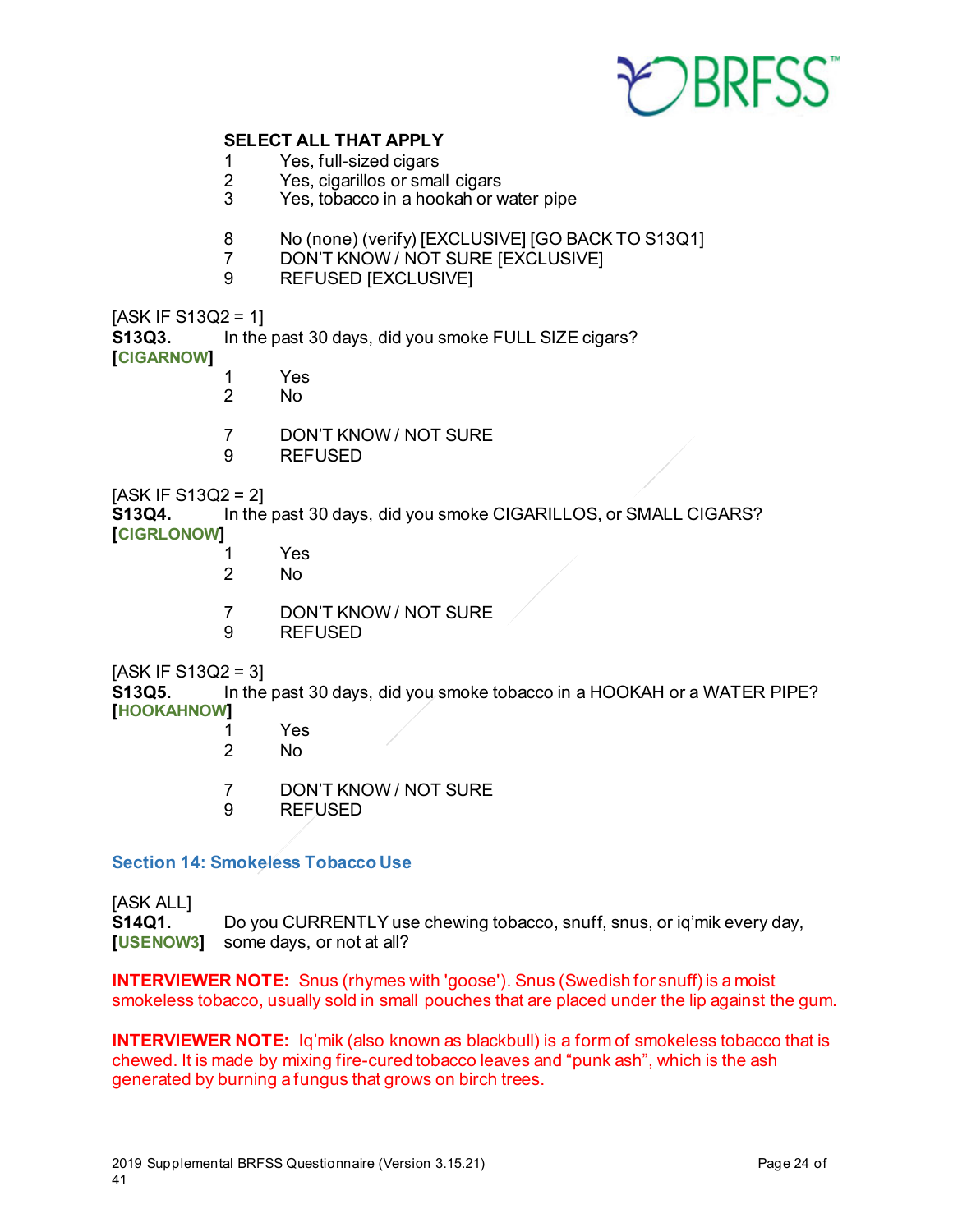**SELECT ALL THAT APPLY**

1 Yes, full-sized cigars
2 Yes, cigarillos or small cigars
3 Yes, tobacco in a hookah or water pipe

8 No (none) (verify) [EXCLUSIVE] [GO BACK TO S13Q1]
7 DON'T KNOW / NOT SURE [EXCLUSIVE]
9 REFUSED [EXCLUSIVE]

[ASK IF S13Q2 = 1]
**S13Q3.** In the past 30 days, did you smoke FULL SIZE cigars?
**[CIGARNOW]**

1 Yes
2 No

7 DON'T KNOW / NOT SURE
9 REFUSED

[ASK IF S13Q2 = 2]
**S13Q4.** In the past 30 days, did you smoke CIGARILLOS, or SMALL CIGARS?
**[CIGRLONOW]**

1 Yes
2 No

7 DON'T KNOW / NOT SURE
9 REFUSED

[ASK IF S13Q2 = 3]
**S13Q5.** In the past 30 days, did you smoke tobacco in a HOOKAH or a WATER PIPE?
**[HOOKAHNOW]**

1 Yes
2 No

7 DON'T KNOW / NOT SURE
9 REFUSED

## Section 14: Smokeless Tobacco Use

[ASK ALL]
**S14Q1.** Do you CURRENTLY use chewing tobacco, snuff, snus, or iq'mik every day, some days, or not at all?
**[USENOW3]**

**INTERVIEWER NOTE:** Snus (rhymes with 'goose'). Snus (Swedish for snuff) is a moist smokeless tobacco, usually sold in small pouches that are placed under the lip against the gum.

**INTERVIEWER NOTE:** Iq'mik (also known as blackbull) is a form of smokeless tobacco that is chewed. It is made by mixing fire-cured tobacco leaves and "punk ash", which is the ash generated by burning a fungus that grows on birch trees.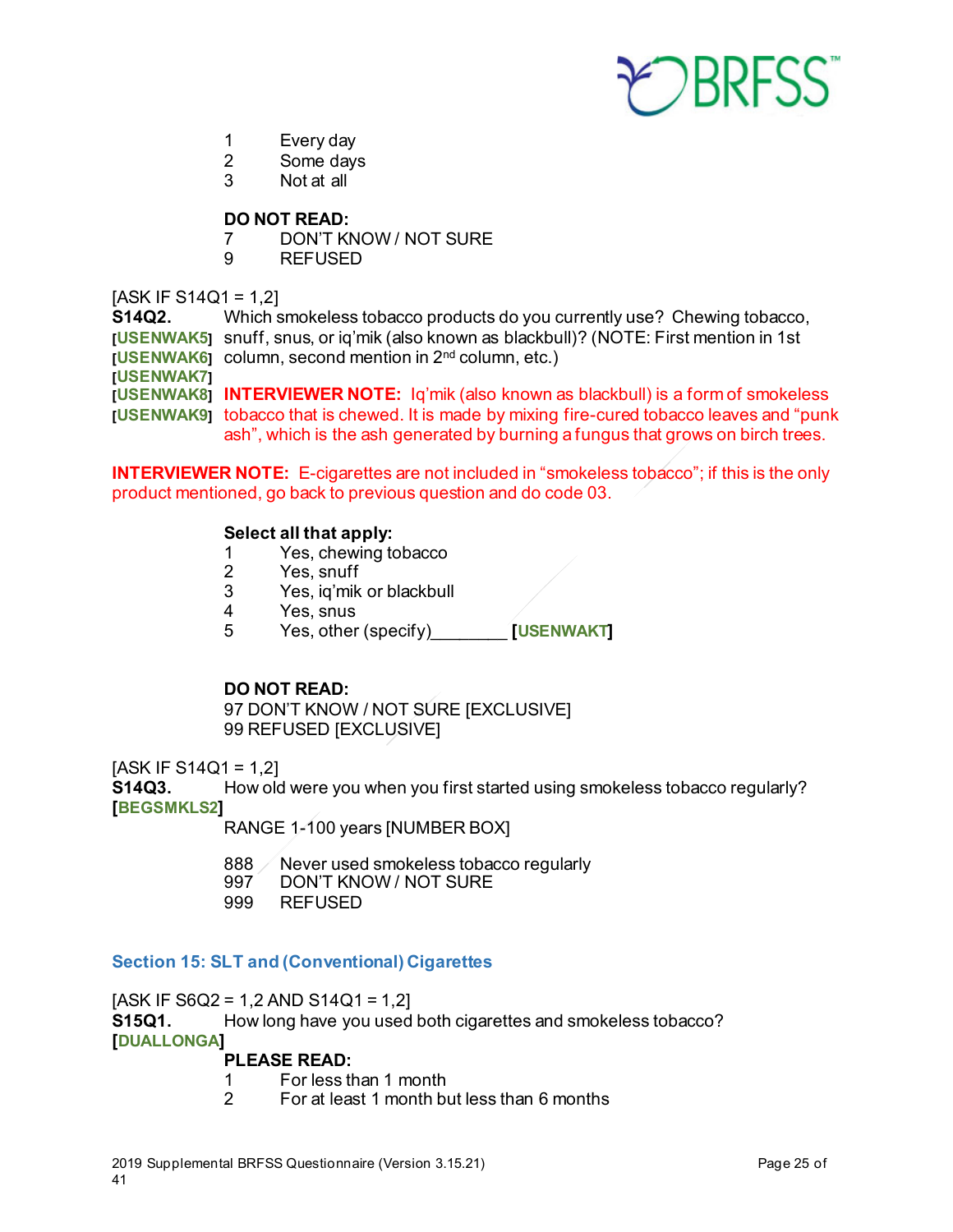1 Every day
2 Some days
3 Not at all

**DO NOT READ:**
7 DON'T KNOW / NOT SURE
9 REFUSED

[ASK IF S14Q1 = 1,2]

**S14Q2.** Which smokeless tobacco products do you currently use? Chewing tobacco, snuff, snus, or iq'mik (also known as blackbull)? (NOTE: First mention in 1st column, second mention in 2nd column, etc.)

**[USENWAK5]**
**[USENWAK6]**
**[USENWAK7]**
**[USENWAK8]**
**[USENWAK9]**

**INTERVIEWER NOTE:** Iq'mik (also known as blackbull) is a form of smokeless tobacco that is chewed. It is made by mixing fire-cured tobacco leaves and "punk ash", which is the ash generated by burning a fungus that grows on birch trees.

**INTERVIEWER NOTE:** E-cigarettes are not included in "smokeless tobacco"; if this is the only product mentioned, go back to previous question and do code 03.

**Select all that apply:**
1 Yes, chewing tobacco
2 Yes, snuff
3 Yes, iq'mik or blackbull
4 Yes, snus
5 Yes, other (specify)________ **[USENWAKT]**

**DO NOT READ:**
97 DON'T KNOW / NOT SURE [EXCLUSIVE]
99 REFUSED [EXCLUSIVE]

[ASK IF S14Q1 = 1,2]

**S14Q3.** How old were you when you first started using smokeless tobacco regularly?
**[BEGSMKLS2]**

RANGE 1-100 years [NUMBER BOX]

888 Never used smokeless tobacco regularly
997 DON'T KNOW / NOT SURE
999 REFUSED

## Section 15: SLT and (Conventional) Cigarettes

[ASK IF S6Q2 = 1,2 AND S14Q1 = 1,2]

**S15Q1.** How long have you used both cigarettes and smokeless tobacco?
**[DUALLONGA]**

**PLEASE READ:**
1 For less than 1 month
2 For at least 1 month but less than 6 months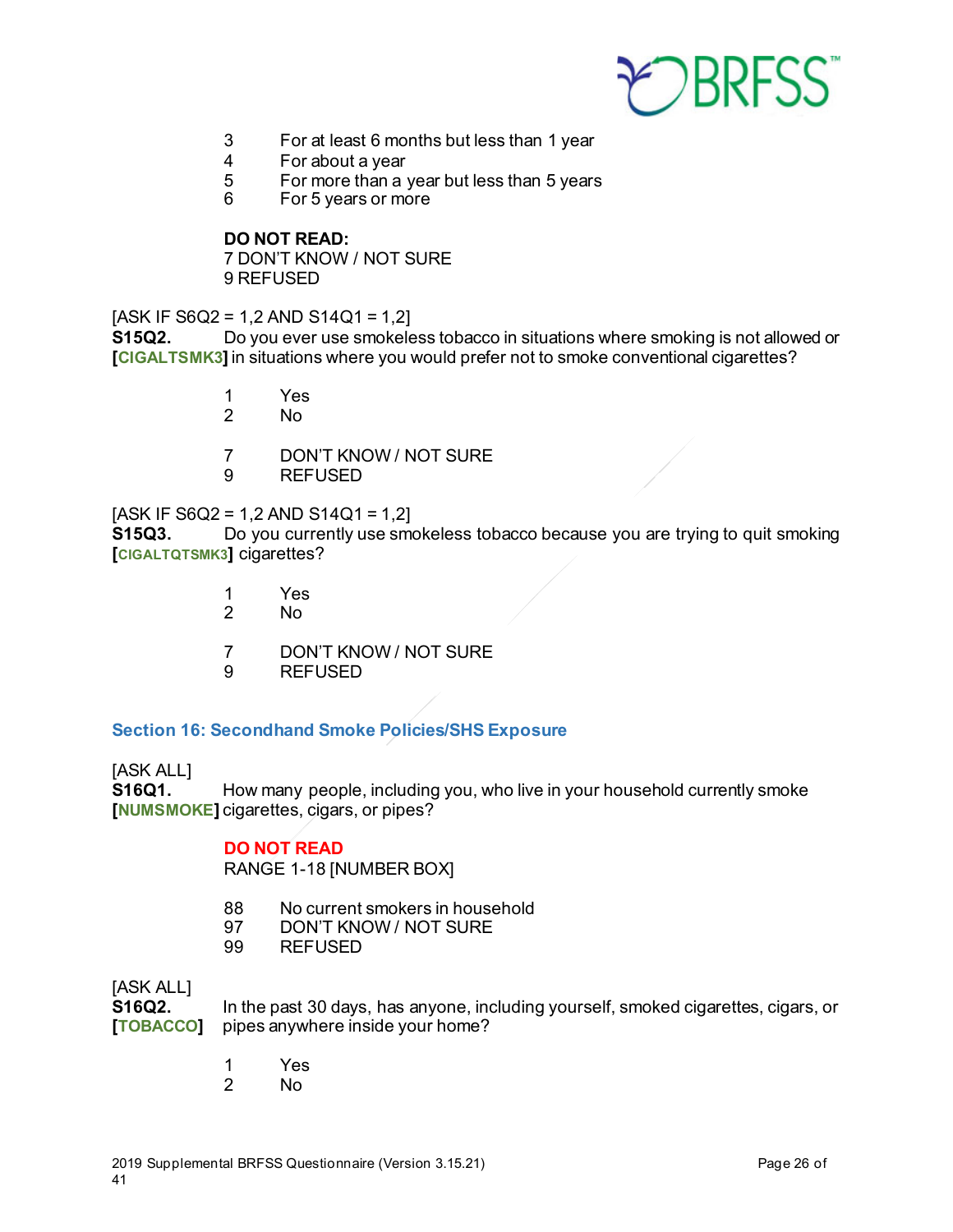3 For at least 6 months but less than 1 year
4 For about a year
5 For more than a year but less than 5 years
6 For 5 years or more

**DO NOT READ:**
7 DON'T KNOW / NOT SURE
9 REFUSED

[ASK IF S6Q2 = 1,2 AND S14Q1 = 1,2]
**S15Q2.** Do you ever use smokeless tobacco in situations where smoking is not allowed or
**[CIGALTSMK3]** in situations where you would prefer not to smoke conventional cigarettes?

1 Yes
2 No

7 DON'T KNOW / NOT SURE
9 REFUSED

[ASK IF S6Q2 = 1,2 AND S14Q1 = 1,2]
**S15Q3.** Do you currently use smokeless tobacco because you are trying to quit smoking
**[CIGALTQTSMK3]** cigarettes?

1 Yes
2 No

7 DON'T KNOW / NOT SURE
9 REFUSED

## Section 16: Secondhand Smoke Policies/SHS Exposure

[ASK ALL]
**S16Q1.** How many people, including you, who live in your household currently smoke
**[NUMSMOKE]** cigarettes, cigars, or pipes?

**DO NOT READ**
RANGE 1-18 [NUMBER BOX]

88 No current smokers in household
97 DON'T KNOW / NOT SURE
99 REFUSED

[ASK ALL]
**S16Q2.** In the past 30 days, has anyone, including yourself, smoked cigarettes, cigars, or
**[TOBACCO]** pipes anywhere inside your home?

1 Yes
2 No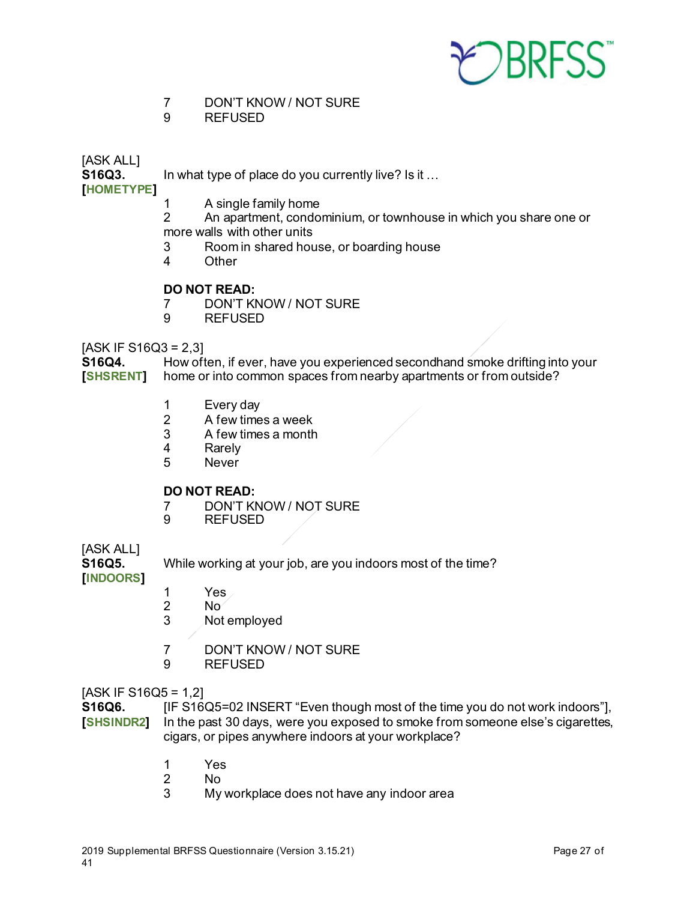7 DON'T KNOW / NOT SURE
9 REFUSED

[ASK ALL]

**S16Q3.** In what type of place do you currently live? Is it …

**[HOMETYPE]**

1 A single family home
2 An apartment, condominium, or townhouse in which you share one or more walls with other units
3 Room in shared house, or boarding house
4 Other

**DO NOT READ:**
7 DON'T KNOW / NOT SURE
9 REFUSED

[ASK IF S16Q3 = 2,3]

**S16Q4.** How often, if ever, have you experienced secondhand smoke drifting into your home or into common spaces from nearby apartments or from outside?

**[SHSRENT]**

1 Every day
2 A few times a week
3 A few times a month
4 Rarely
5 Never

**DO NOT READ:**
7 DON'T KNOW / NOT SURE
9 REFUSED

[ASK ALL]

**S16Q5.** While working at your job, are you indoors most of the time?

**[INDOORS]**

1 Yes
2 No
3 Not employed

7 DON'T KNOW / NOT SURE
9 REFUSED

[ASK IF S16Q5 = 1,2]

**S16Q6.** [IF S16Q5=02 INSERT "Even though most of the time you do not work indoors"], In the past 30 days, were you exposed to smoke from someone else's cigarettes, cigars, or pipes anywhere indoors at your workplace?

**[SHSINDR2]**

1 Yes
2 No
3 My workplace does not have any indoor area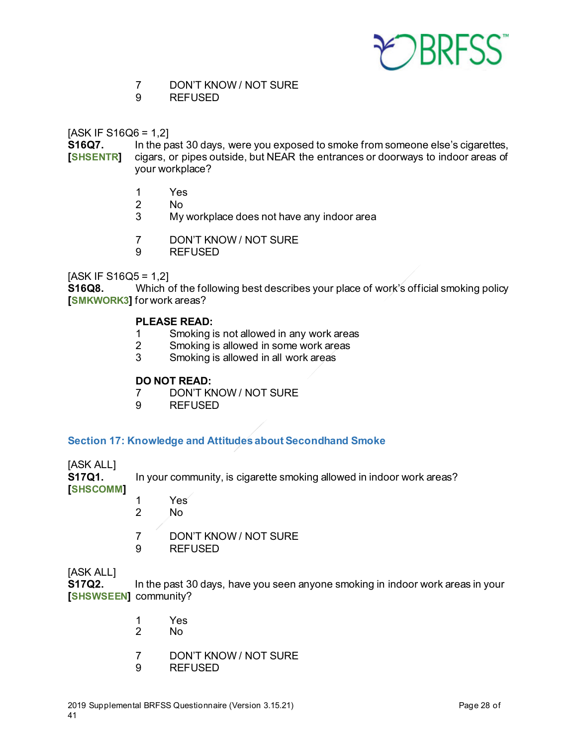7 DON'T KNOW / NOT SURE
9 REFUSED

[ASK IF S16Q6 = 1,2]
**S16Q7.** In the past 30 days, were you exposed to smoke from someone else's cigarettes, cigars, or pipes outside, but NEAR the entrances or doorways to indoor areas of your workplace?
**[SHSENTR]**

1 Yes
2 No
3 My workplace does not have any indoor area

7 DON'T KNOW / NOT SURE
9 REFUSED

[ASK IF S16Q5 = 1,2]
**S16Q8.** Which of the following best describes your place of work's official smoking policy for work areas?
**[SMKWORK3]**

**PLEASE READ:**
1 Smoking is not allowed in any work areas
2 Smoking is allowed in some work areas
3 Smoking is allowed in all work areas

**DO NOT READ:**
7 DON'T KNOW / NOT SURE
9 REFUSED

## Section 17: Knowledge and Attitudes about Secondhand Smoke

[ASK ALL]
**S17Q1.** In your community, is cigarette smoking allowed in indoor work areas?
**[SHSCOMM]**

1 Yes
2 No

7 DON'T KNOW / NOT SURE
9 REFUSED

[ASK ALL]
**S17Q2.** In the past 30 days, have you seen anyone smoking in indoor work areas in your community?
**[SHSWSEEN]**

1 Yes
2 No

7 DON'T KNOW / NOT SURE
9 REFUSED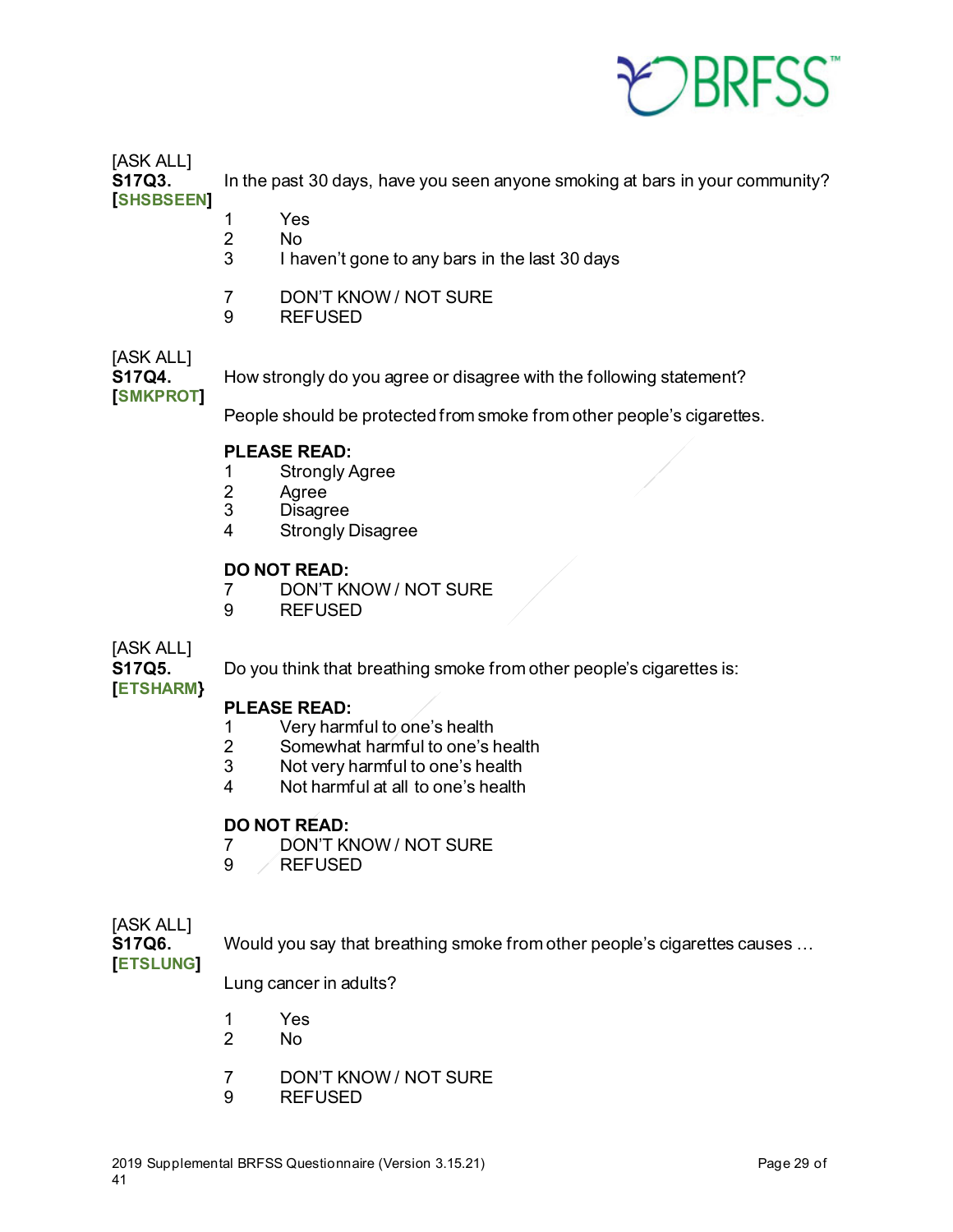[ASK ALL]
**S17Q3.** In the past 30 days, have you seen anyone smoking at bars in your community?
**[SHSBSEEN]**

1 Yes
2 No
3 I haven't gone to any bars in the last 30 days

7 DON'T KNOW / NOT SURE
9 REFUSED

[ASK ALL]
**S17Q4.** How strongly do you agree or disagree with the following statement?
**[SMKPROT]**

People should be protected from smoke from other people's cigarettes.

**PLEASE READ:**
1 Strongly Agree
2 Agree
3 Disagree
4 Strongly Disagree

**DO NOT READ:**
7 DON'T KNOW / NOT SURE
9 REFUSED

[ASK ALL]
**S17Q5.** Do you think that breathing smoke from other people's cigarettes is:
**[ETSHARM}**

**PLEASE READ:**
1 Very harmful to one's health
2 Somewhat harmful to one's health
3 Not very harmful to one's health
4 Not harmful at all to one's health

**DO NOT READ:**
7 DON'T KNOW / NOT SURE
9 REFUSED

[ASK ALL]
**S17Q6.** Would you say that breathing smoke from other people's cigarettes causes …
**[ETSLUNG]**

Lung cancer in adults?

1 Yes
2 No

7 DON'T KNOW / NOT SURE
9 REFUSED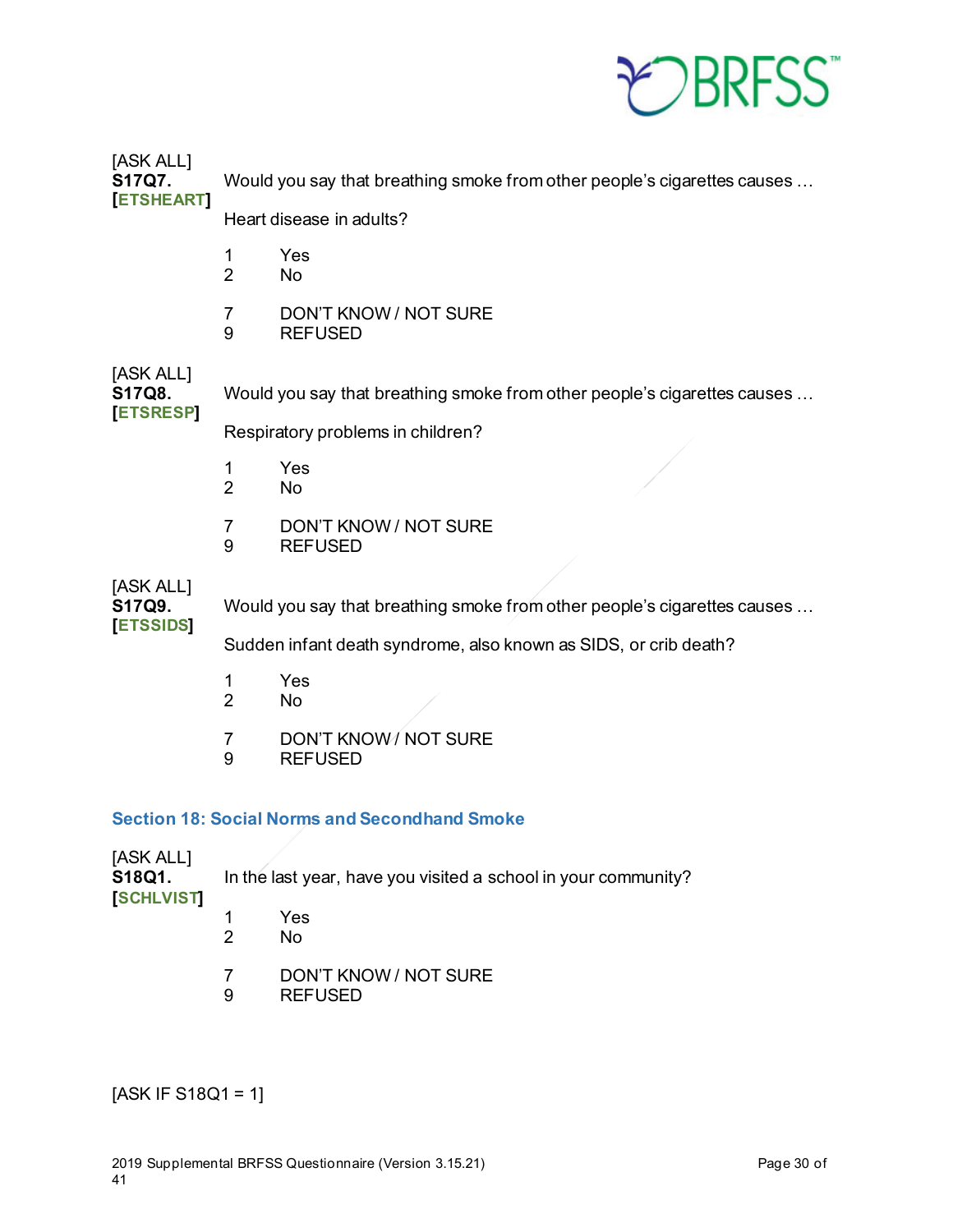[ASK ALL]
**S17Q7.** Would you say that breathing smoke from other people's cigarettes causes …
**[ETSHEART]**

Heart disease in adults?

1 Yes
2 No

7 DON'T KNOW / NOT SURE
9 REFUSED

[ASK ALL]
**S17Q8.** Would you say that breathing smoke from other people's cigarettes causes …
**[ETSRESP]**

Respiratory problems in children?

1 Yes
2 No

7 DON'T KNOW / NOT SURE
9 REFUSED

[ASK ALL]
**S17Q9.** Would you say that breathing smoke from other people's cigarettes causes …
**[ETSSIDS]**

Sudden infant death syndrome, also known as SIDS, or crib death?

1 Yes
2 No

7 DON'T KNOW / NOT SURE
9 REFUSED

## Section 18: Social Norms and Secondhand Smoke

[ASK ALL]
**S18Q1.** In the last year, have you visited a school in your community?
**[SCHLVIST]**

1 Yes
2 No

7 DON'T KNOW / NOT SURE
9 REFUSED

[ASK IF S18Q1 = 1]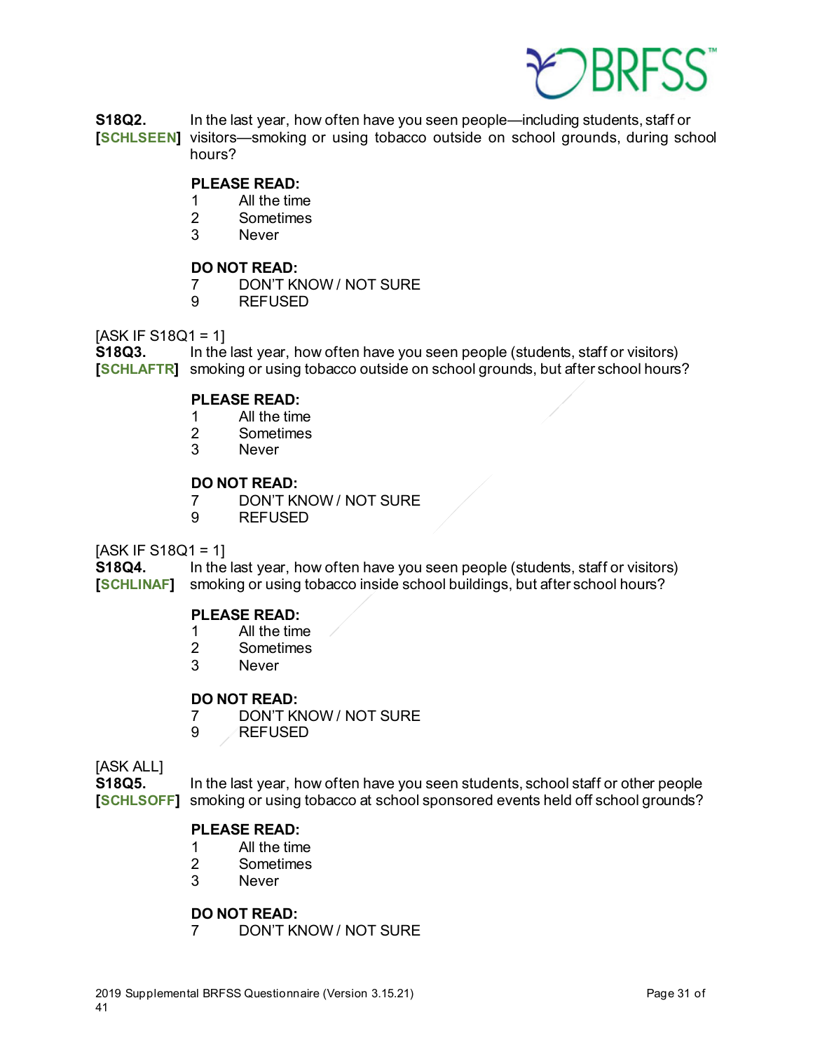**S18Q2.** In the last year, how often have you seen people—including students, staff or visitors—smoking or using tobacco outside on school grounds, during school hours?
**[SCHLSEEN]**

**PLEASE READ:**
1 All the time
2 Sometimes
3 Never

**DO NOT READ:**
7 DON'T KNOW / NOT SURE
9 REFUSED

[ASK IF S18Q1 = 1]
**S18Q3.** In the last year, how often have you seen people (students, staff or visitors) smoking or using tobacco outside on school grounds, but after school hours?
**[SCHLAFTR]**

**PLEASE READ:**
1 All the time
2 Sometimes
3 Never

**DO NOT READ:**
7 DON'T KNOW / NOT SURE
9 REFUSED

[ASK IF S18Q1 = 1]
**S18Q4.** In the last year, how often have you seen people (students, staff or visitors) smoking or using tobacco inside school buildings, but after school hours?
**[SCHLINAF]**

**PLEASE READ:**
1 All the time
2 Sometimes
3 Never

**DO NOT READ:**
7 DON'T KNOW / NOT SURE
9 REFUSED

[ASK ALL]
**S18Q5.** In the last year, how often have you seen students, school staff or other people smoking or using tobacco at school sponsored events held off school grounds?
**[SCHLSOFF]**

**PLEASE READ:**
1 All the time
2 Sometimes
3 Never

**DO NOT READ:**
7 DON'T KNOW / NOT SURE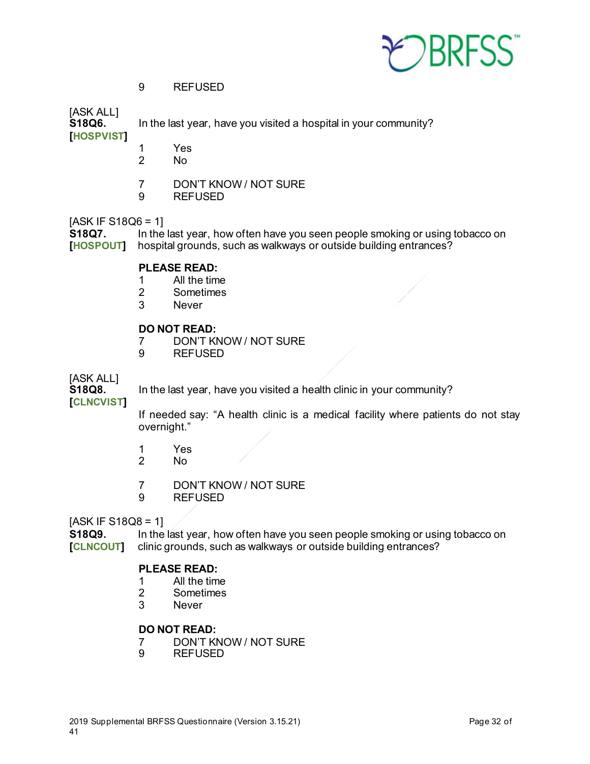9 REFUSED

[ASK ALL]
**S18Q6.** In the last year, have you visited a hospital in your community?
**[HOSPVIST]**

1 Yes
2 No

7 DON'T KNOW / NOT SURE
9 REFUSED

[ASK IF S18Q6 = 1]
**S18Q7.** In the last year, how often have you seen people smoking or using tobacco on hospital grounds, such as walkways or outside building entrances?
**[HOSPOUT]**

**PLEASE READ:**
1 All the time
2 Sometimes
3 Never

**DO NOT READ:**
7 DON'T KNOW / NOT SURE
9 REFUSED

[ASK ALL]
**S18Q8.** In the last year, have you visited a health clinic in your community?
**[CLNCVIST]**

If needed say: "A health clinic is a medical facility where patients do not stay overnight."

1 Yes
2 No

7 DON'T KNOW / NOT SURE
9 REFUSED

[ASK IF S18Q8 = 1]
**S18Q9.** In the last year, how often have you seen people smoking or using tobacco on clinic grounds, such as walkways or outside building entrances?
**[CLNCOUT]**

**PLEASE READ:**
1 All the time
2 Sometimes
3 Never

**DO NOT READ:**
7 DON'T KNOW / NOT SURE
9 REFUSED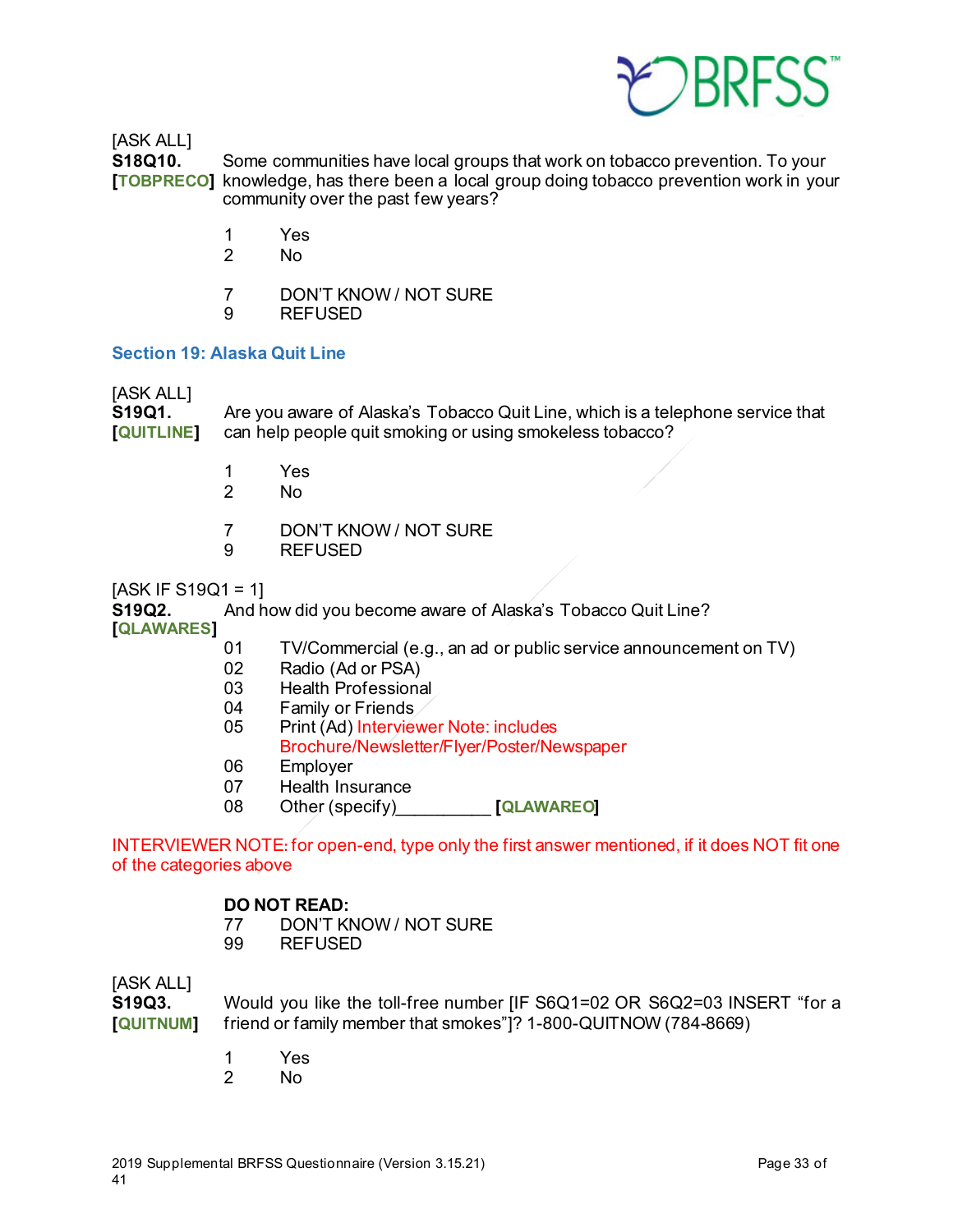[ASK ALL]

**S18Q10.** Some communities have local groups that work on tobacco prevention. To your
**[TOBPRECO]** knowledge, has there been a local group doing tobacco prevention work in your community over the past few years?

1 Yes
2 No

7 DON'T KNOW / NOT SURE
9 REFUSED

## Section 19: Alaska Quit Line

[ASK ALL]

**S19Q1.** Are you aware of Alaska's Tobacco Quit Line, which is a telephone service that
**[QUITLINE]** can help people quit smoking or using smokeless tobacco?

1 Yes
2 No

7 DON'T KNOW / NOT SURE
9 REFUSED

[ASK IF S19Q1 = 1]

**S19Q2.** And how did you become aware of Alaska's Tobacco Quit Line?
**[QLAWARES]**

01 TV/Commercial (e.g., an ad or public service announcement on TV)
02 Radio (Ad or PSA)
03 Health Professional
04 Family or Friends
05 Print (Ad) Interviewer Note: includes Brochure/Newsletter/Flyer/Poster/Newspaper
06 Employer
07 Health Insurance
08 Other (specify)__________ **[QLAWAREO]**

INTERVIEWER NOTE: for open-end, type only the first answer mentioned, if it does NOT fit one of the categories above

**DO NOT READ:**
77 DON'T KNOW / NOT SURE
99 REFUSED

[ASK ALL]

**S19Q3.** Would you like the toll-free number [IF S6Q1=02 OR S6Q2=03 INSERT "for a
**[QUITNUM]** friend or family member that smokes"]? 1-800-QUITNOW (784-8669)

1 Yes
2 No

2019 Supplemental BRFSS Questionnaire (Version 3.15.21)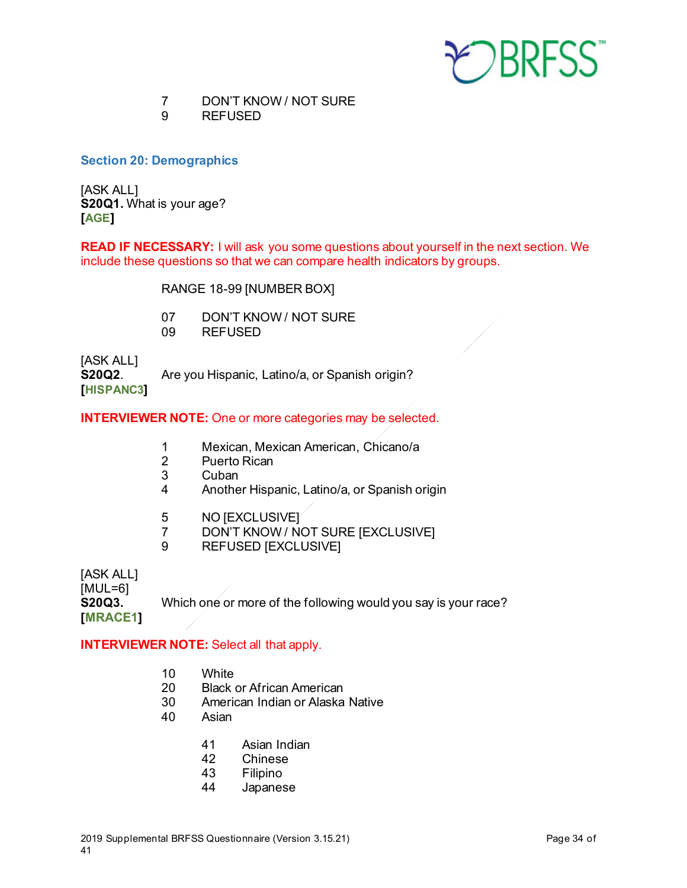7 DON'T KNOW / NOT SURE
9 REFUSED

## Section 20: Demographics

[ASK ALL]
**S20Q1.** What is your age?
**[AGE]**

**READ IF NECESSARY:** I will ask you some questions about yourself in the next section. We include these questions so that we can compare health indicators by groups.

RANGE 18-99 [NUMBER BOX]

07 DON'T KNOW / NOT SURE
09 REFUSED

[ASK ALL]
**S20Q2.** Are you Hispanic, Latino/a, or Spanish origin?
**[HISPANC3]**

**INTERVIEWER NOTE:** One or more categories may be selected.

1 Mexican, Mexican American, Chicano/a
2 Puerto Rican
3 Cuban
4 Another Hispanic, Latino/a, or Spanish origin

5 NO [EXCLUSIVE]
7 DON'T KNOW / NOT SURE [EXCLUSIVE]
9 REFUSED [EXCLUSIVE]

[ASK ALL]
[MUL=6]
**S20Q3.** Which one or more of the following would you say is your race?
**[MRACE1]**

**INTERVIEWER NOTE:** Select all that apply.

10 White
20 Black or African American
30 American Indian or Alaska Native
40 Asian

- 41 Asian Indian
- 42 Chinese
- 43 Filipino
- 44 Japanese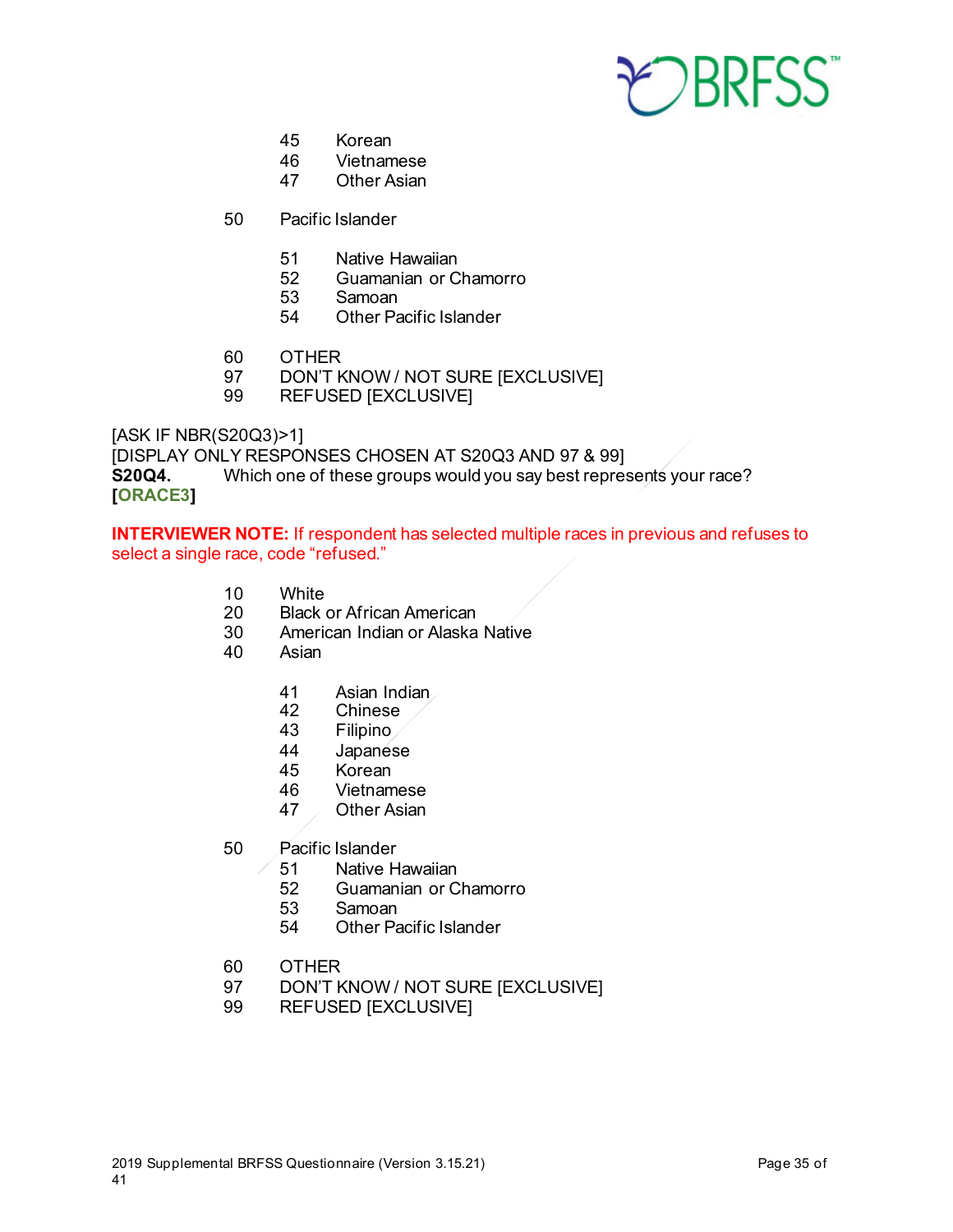45 Korean
46 Vietnamese
47 Other Asian

50 Pacific Islander

51 Native Hawaiian
52 Guamanian or Chamorro
53 Samoan
54 Other Pacific Islander

60 OTHER
97 DON'T KNOW / NOT SURE [EXCLUSIVE]
99 REFUSED [EXCLUSIVE]

[ASK IF NBR(S20Q3)>1]
[DISPLAY ONLY RESPONSES CHOSEN AT S20Q3 AND 97 & 99]
**S20Q4.** Which one of these groups would you say best represents your race?
**[ORACE3]**

**INTERVIEWER NOTE:** If respondent has selected multiple races in previous and refuses to select a single race, code "refused."

10 White
20 Black or African American
30 American Indian or Alaska Native
40 Asian

41 Asian Indian
42 Chinese
43 Filipino
44 Japanese
45 Korean
46 Vietnamese
47 Other Asian

50 Pacific Islander
51 Native Hawaiian
52 Guamanian or Chamorro
53 Samoan
54 Other Pacific Islander

60 OTHER
97 DON'T KNOW / NOT SURE [EXCLUSIVE]
99 REFUSED [EXCLUSIVE]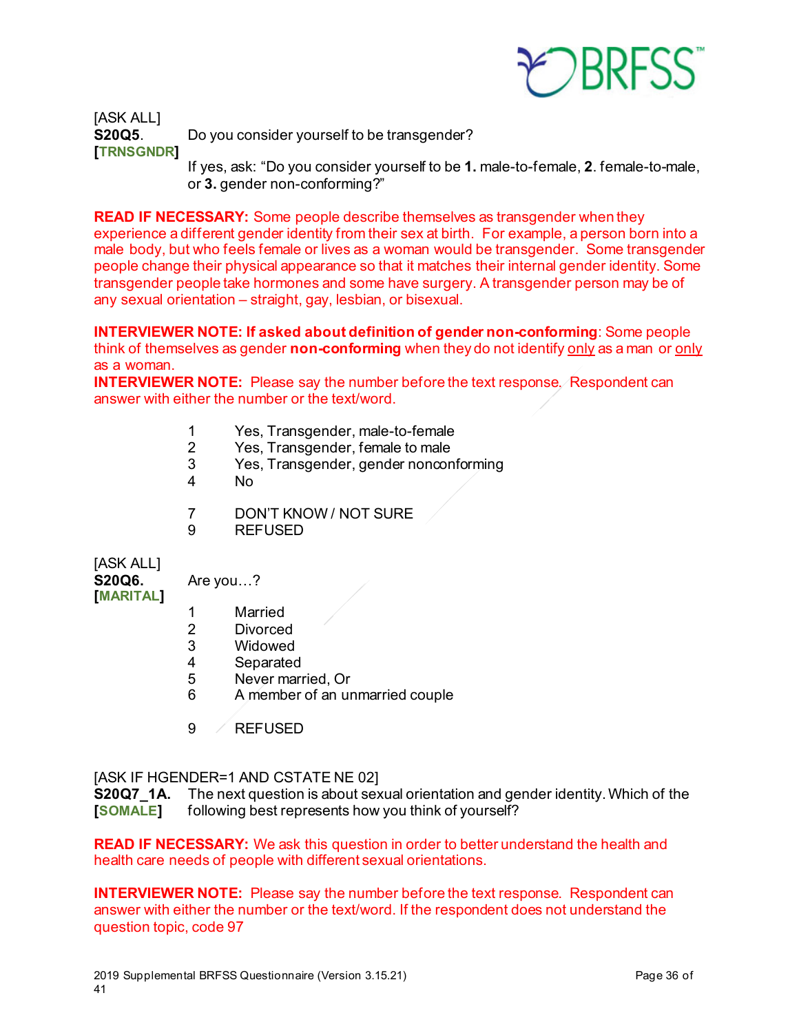[ASK ALL]

**S20Q5**. Do you consider yourself to be transgender?

**[TRNSGNDR]**

If yes, ask: "Do you consider yourself to be **1.** male-to-female, **2**. female-to-male, or **3.** gender non-conforming?"

**READ IF NECESSARY:** Some people describe themselves as transgender when they experience a different gender identity from their sex at birth. For example, a person born into a male body, but who feels female or lives as a woman would be transgender. Some transgender people change their physical appearance so that it matches their internal gender identity. Some transgender people take hormones and some have surgery. A transgender person may be of any sexual orientation – straight, gay, lesbian, or bisexual.

**INTERVIEWER NOTE: If asked about definition of gender non-conforming**: Some people think of themselves as gender **non-conforming** when they do not identify only as a man or only as a woman.

**INTERVIEWER NOTE:** Please say the number before the text response. Respondent can answer with either the number or the text/word.

1 Yes, Transgender, male-to-female
2 Yes, Transgender, female to male
3 Yes, Transgender, gender nonconforming
4 No

7 DON'T KNOW / NOT SURE
9 REFUSED

[ASK ALL]

**S20Q6.** Are you…?

**[MARITAL]**

1 Married
2 Divorced
3 Widowed
4 Separated
5 Never married, Or
6 A member of an unmarried couple

9 REFUSED

[ASK IF HGENDER=1 AND CSTATE NE 02]

**S20Q7_1A.** The next question is about sexual orientation and gender identity. Which of the following best represents how you think of yourself?

**[SOMALE]**

**READ IF NECESSARY:** We ask this question in order to better understand the health and health care needs of people with different sexual orientations.

**INTERVIEWER NOTE:** Please say the number before the text response. Respondent can answer with either the number or the text/word. If the respondent does not understand the question topic, code 97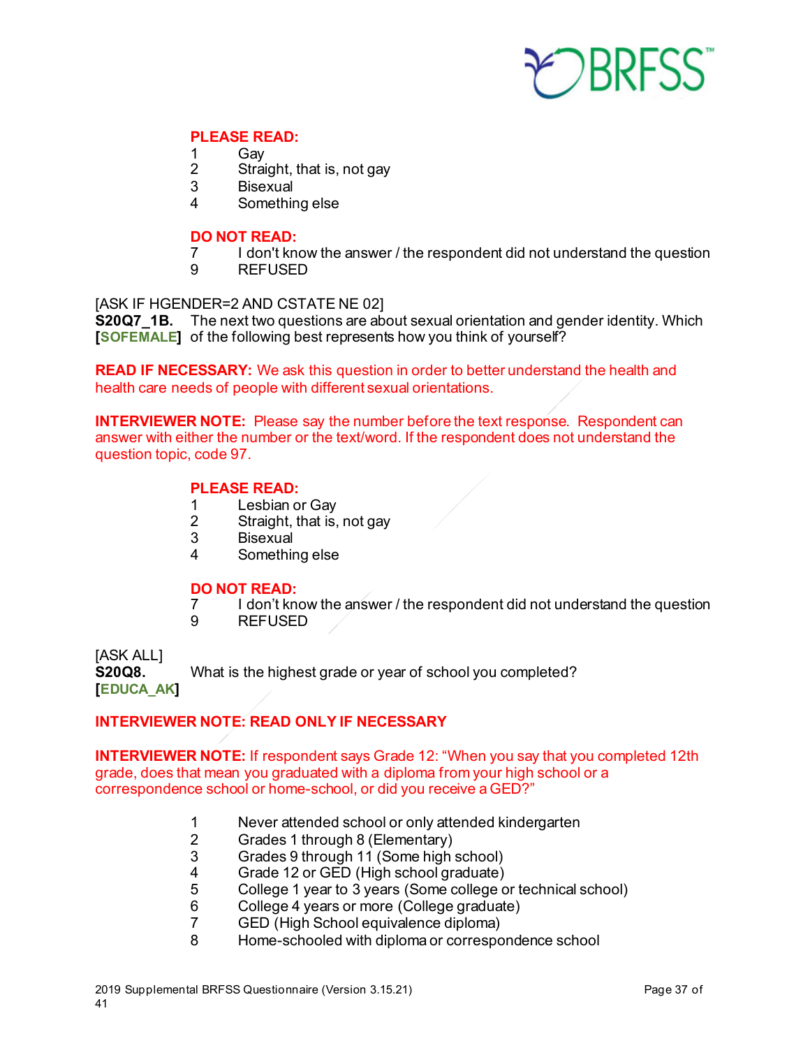**PLEASE READ:**

1 Gay
2 Straight, that is, not gay
3 Bisexual
4 Something else

**DO NOT READ:**

7 I don't know the answer / the respondent did not understand the question
9 REFUSED

[ASK IF HGENDER=2 AND CSTATE NE 02]

**S20Q7_1B.** **[SOFEMALE]** The next two questions are about sexual orientation and gender identity. Which of the following best represents how you think of yourself?

**READ IF NECESSARY:** We ask this question in order to better understand the health and health care needs of people with different sexual orientations.

**INTERVIEWER NOTE:** Please say the number before the text response. Respondent can answer with either the number or the text/word. If the respondent does not understand the question topic, code 97.

**PLEASE READ:**

1 Lesbian or Gay
2 Straight, that is, not gay
3 Bisexual
4 Something else

**DO NOT READ:**

7 I don't know the answer / the respondent did not understand the question
9 REFUSED

[ASK ALL]

**S20Q8.** **[EDUCA_AK]** What is the highest grade or year of school you completed?

**INTERVIEWER NOTE: READ ONLY IF NECESSARY**

**INTERVIEWER NOTE:** If respondent says Grade 12: "When you say that you completed 12th grade, does that mean you graduated with a diploma from your high school or a correspondence school or home-school, or did you receive a GED?"

1 Never attended school or only attended kindergarten
2 Grades 1 through 8 (Elementary)
3 Grades 9 through 11 (Some high school)
4 Grade 12 or GED (High school graduate)
5 College 1 year to 3 years (Some college or technical school)
6 College 4 years or more (College graduate)
7 GED (High School equivalence diploma)
8 Home-schooled with diploma or correspondence school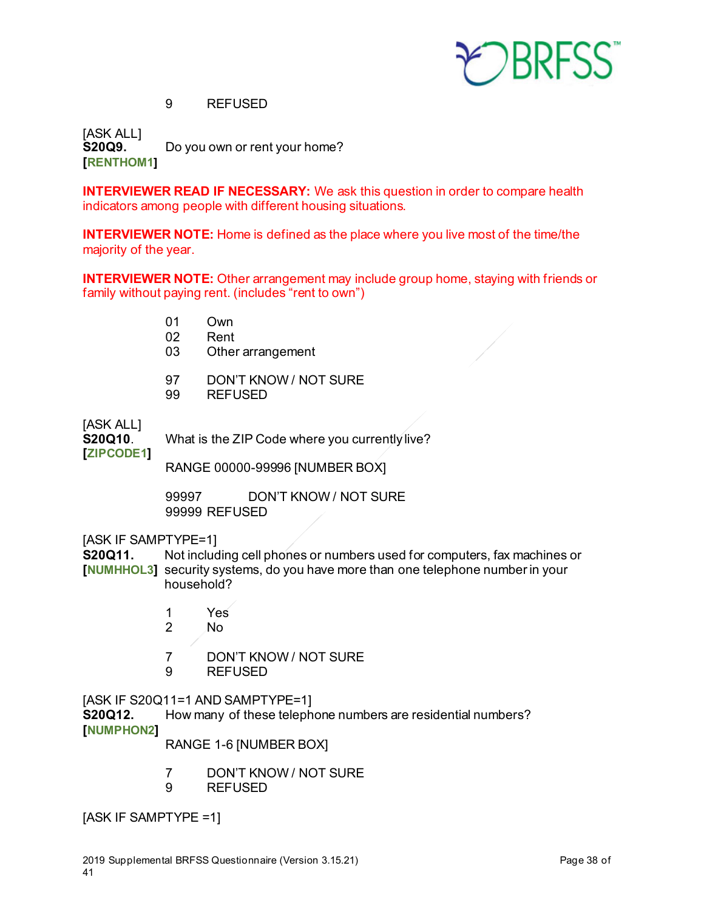9 REFUSED

[ASK ALL]
**S20Q9.** Do you own or rent your home?
**[RENTHOM1]**

**INTERVIEWER READ IF NECESSARY:** We ask this question in order to compare health indicators among people with different housing situations.

**INTERVIEWER NOTE:** Home is defined as the place where you live most of the time/the majority of the year.

**INTERVIEWER NOTE:** Other arrangement may include group home, staying with friends or family without paying rent. (includes "rent to own")

01 Own
02 Rent
03 Other arrangement

97 DON'T KNOW / NOT SURE
99 REFUSED

[ASK ALL]
**S20Q10.** What is the ZIP Code where you currently live?
**[ZIPCODE1]**

RANGE 00000-99996 [NUMBER BOX]

99997 DON'T KNOW / NOT SURE
99999 REFUSED

[ASK IF SAMPTYPE=1]
**S20Q11.** Not including cell phones or numbers used for computers, fax machines or security systems, do you have more than one telephone number in your household?
**[NUMHHOL3]**

1 Yes
2 No

7 DON'T KNOW / NOT SURE
9 REFUSED

[ASK IF S20Q11=1 AND SAMPTYPE=1]
**S20Q12.** How many of these telephone numbers are residential numbers?
**[NUMPHON2]**

RANGE 1-6 [NUMBER BOX]

7 DON'T KNOW / NOT SURE
9 REFUSED

[ASK IF SAMPTYPE =1]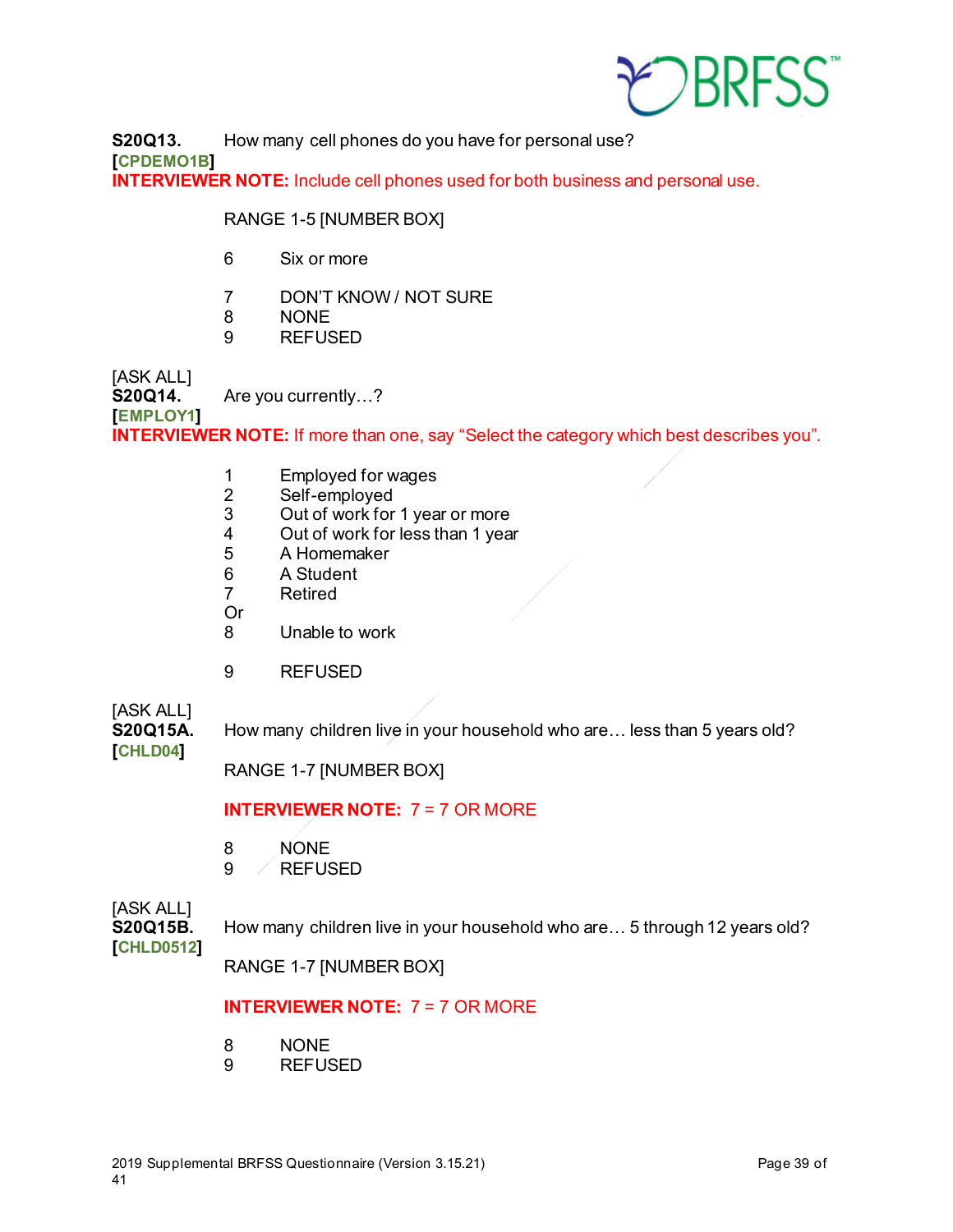**S20Q13.** How many cell phones do you have for personal use?
**[CPDEMO1B]**
**INTERVIEWER NOTE:** Include cell phones used for both business and personal use.

RANGE 1-5 [NUMBER BOX]

6 Six or more

7 DON'T KNOW / NOT SURE
8 NONE
9 REFUSED

[ASK ALL]
**S20Q14.** Are you currently…?
**[EMPLOY1]**
**INTERVIEWER NOTE:** If more than one, say "Select the category which best describes you".

1 Employed for wages
2 Self-employed
3 Out of work for 1 year or more
4 Out of work for less than 1 year
5 A Homemaker
6 A Student
7 Retired
Or
8 Unable to work

9 REFUSED

[ASK ALL]
**S20Q15A.** How many children live in your household who are… less than 5 years old?
**[CHLD04]**

RANGE 1-7 [NUMBER BOX]

**INTERVIEWER NOTE:** 7 = 7 OR MORE

8 NONE
9 REFUSED

[ASK ALL]
**S20Q15B.** How many children live in your household who are… 5 through 12 years old?
**[CHLD0512]**

RANGE 1-7 [NUMBER BOX]

**INTERVIEWER NOTE:** 7 = 7 OR MORE

8 NONE
9 REFUSED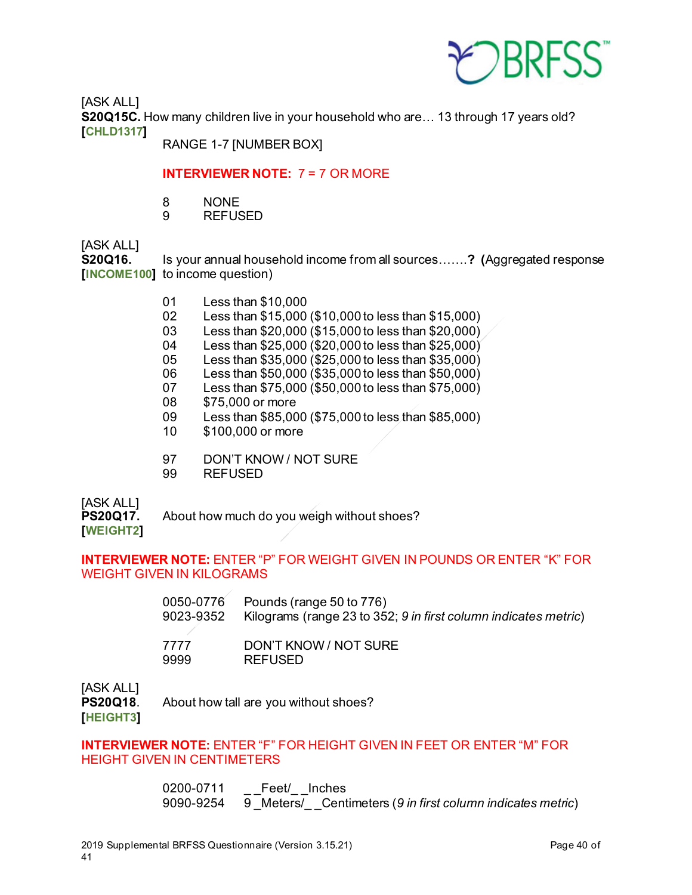[ASK ALL]
**S20Q15C.** How many children live in your household who are… 13 through 17 years old?
**[CHLD1317]**

RANGE 1-7 [NUMBER BOX]

**INTERVIEWER NOTE:** 7 = 7 OR MORE

8 NONE
9 REFUSED

[ASK ALL]
**S20Q16.** Is your annual household income from all sources…….**?** **(**Aggregated response to income question)
**[INCOME100]**

01 Less than $10,000
02 Less than $15,000 ($10,000 to less than $15,000)
03 Less than $20,000 ($15,000 to less than $20,000)
04 Less than $25,000 ($20,000 to less than $25,000)
05 Less than $35,000 ($25,000 to less than $35,000)
06 Less than $50,000 ($35,000 to less than $50,000)
07 Less than $75,000 ($50,000 to less than $75,000)
08 $75,000 or more
09 Less than $85,000 ($75,000 to less than $85,000)
10 $100,000 or more

97 DON'T KNOW / NOT SURE
99 REFUSED

[ASK ALL]
**PS20Q17.** About how much do you weigh without shoes?
**[WEIGHT2]**

**INTERVIEWER NOTE:** ENTER "P" FOR WEIGHT GIVEN IN POUNDS OR ENTER "K" FOR WEIGHT GIVEN IN KILOGRAMS

0050-0776 Pounds (range 50 to 776)
9023-9352 Kilograms (range 23 to 352; *9 in first column indicates metric*)

7777 DON'T KNOW / NOT SURE
9999 REFUSED

[ASK ALL]
**PS20Q18.** About how tall are you without shoes?
**[HEIGHT3]**

**INTERVIEWER NOTE:** ENTER "F" FOR HEIGHT GIVEN IN FEET OR ENTER "M" FOR HEIGHT GIVEN IN CENTIMETERS

0200-0711 _ _Feet/_ _Inches
9090-9254 9 _Meters/_ _Centimeters (*9 in first column indicates metric*)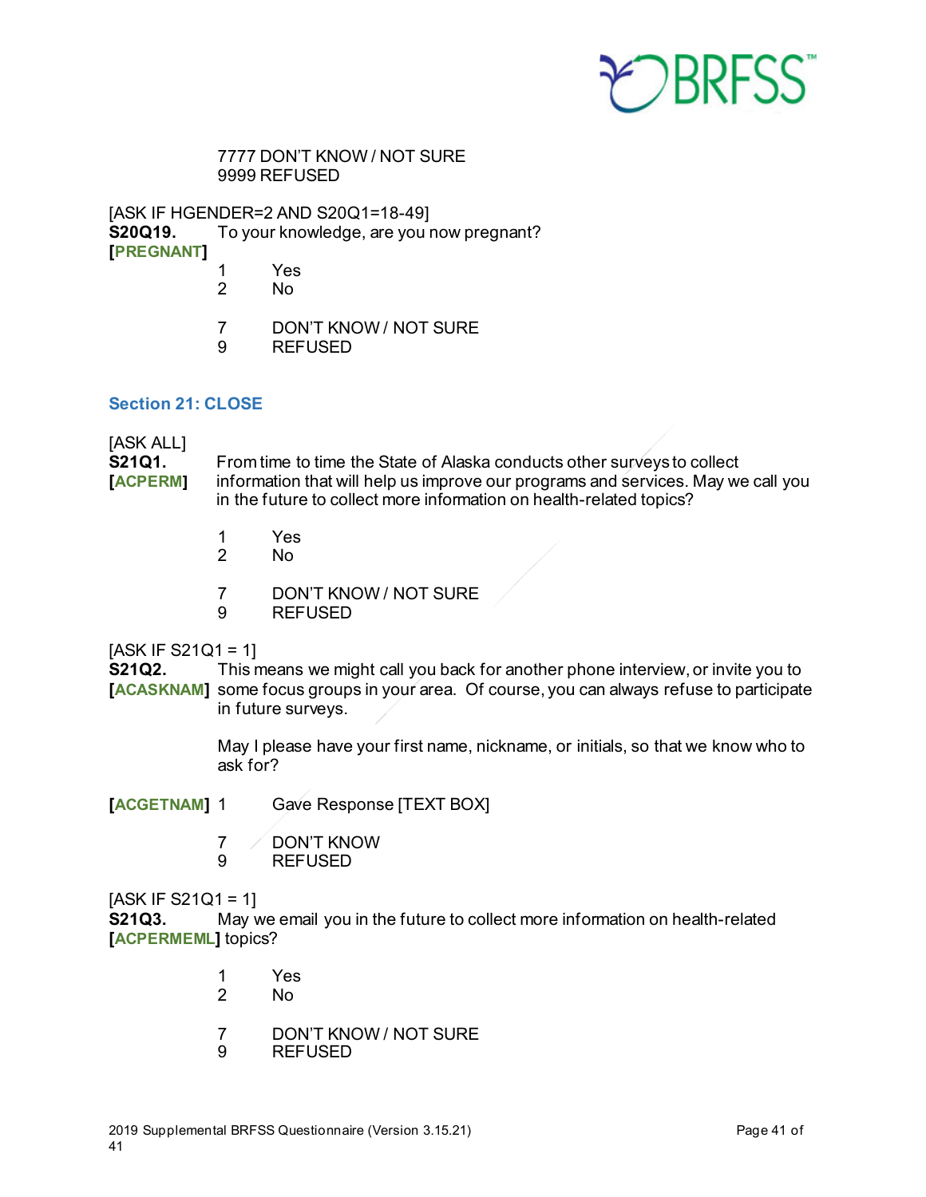7777 DON'T KNOW / NOT SURE
9999 REFUSED

[ASK IF HGENDER=2 AND S20Q1=18-49]
**S20Q19.** To your knowledge, are you now pregnant?
**[PREGNANT]**

1 Yes
2 No

7 DON'T KNOW / NOT SURE
9 REFUSED

## Section 21: CLOSE

[ASK ALL]
**S21Q1.** From time to time the State of Alaska conducts other surveys to collect information that will help us improve our programs and services. May we call you in the future to collect more information on health-related topics?
**[ACPERM]**

1 Yes
2 No

7 DON'T KNOW / NOT SURE
9 REFUSED

[ASK IF S21Q1 = 1]
**S21Q2.** This means we might call you back for another phone interview, or invite you to some focus groups in your area. Of course, you can always refuse to participate in future surveys.
**[ACASKNAM]**

May I please have your first name, nickname, or initials, so that we know who to ask for?

**[ACGETNAM]** 1 Gave Response [TEXT BOX]

7 DON'T KNOW
9 REFUSED

[ASK IF S21Q1 = 1]
**S21Q3.** May we email you in the future to collect more information on health-related topics?
**[ACPERMEML]**

1 Yes
2 No

7 DON'T KNOW / NOT SURE
9 REFUSED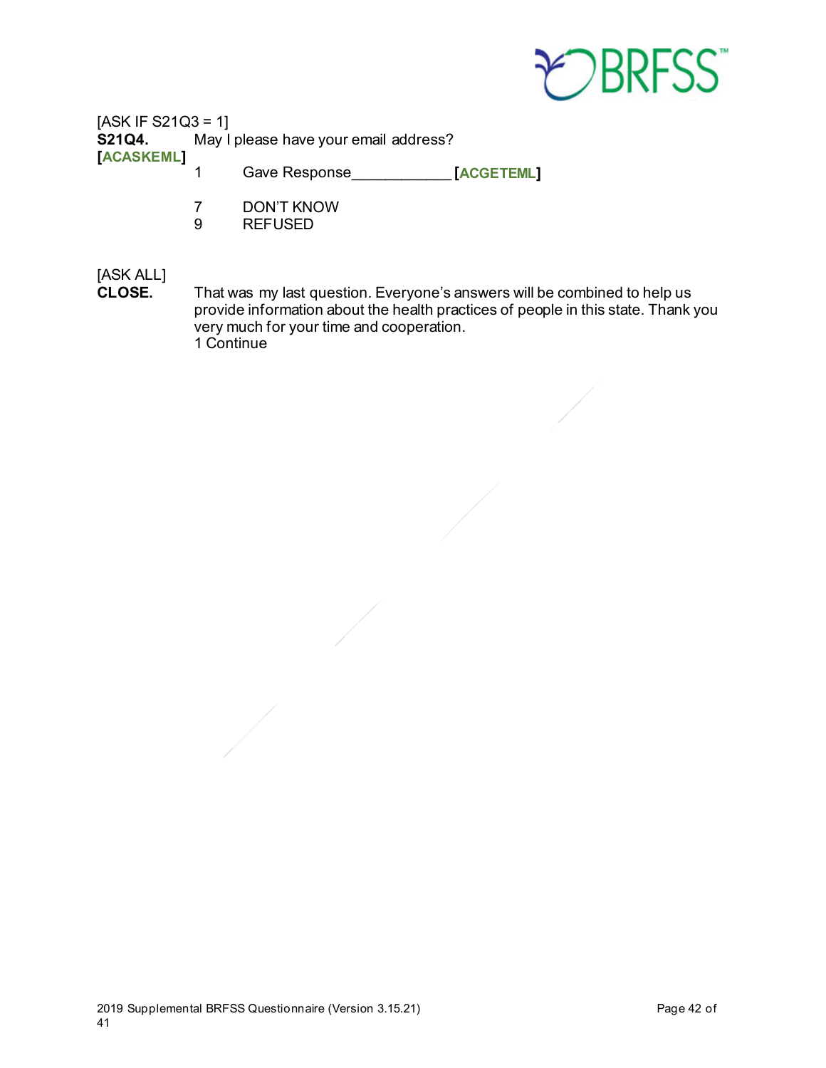[ASK IF S21Q3 = 1]
**S21Q4.** May I please have your email address?
**[ACASKEML]**

1 Gave Response____________ **[ACGETEML]**

7 DON'T KNOW
9 REFUSED

[ASK ALL]
**CLOSE.** That was my last question. Everyone's answers will be combined to help us provide information about the health practices of people in this state. Thank you very much for your time and cooperation.
1 Continue